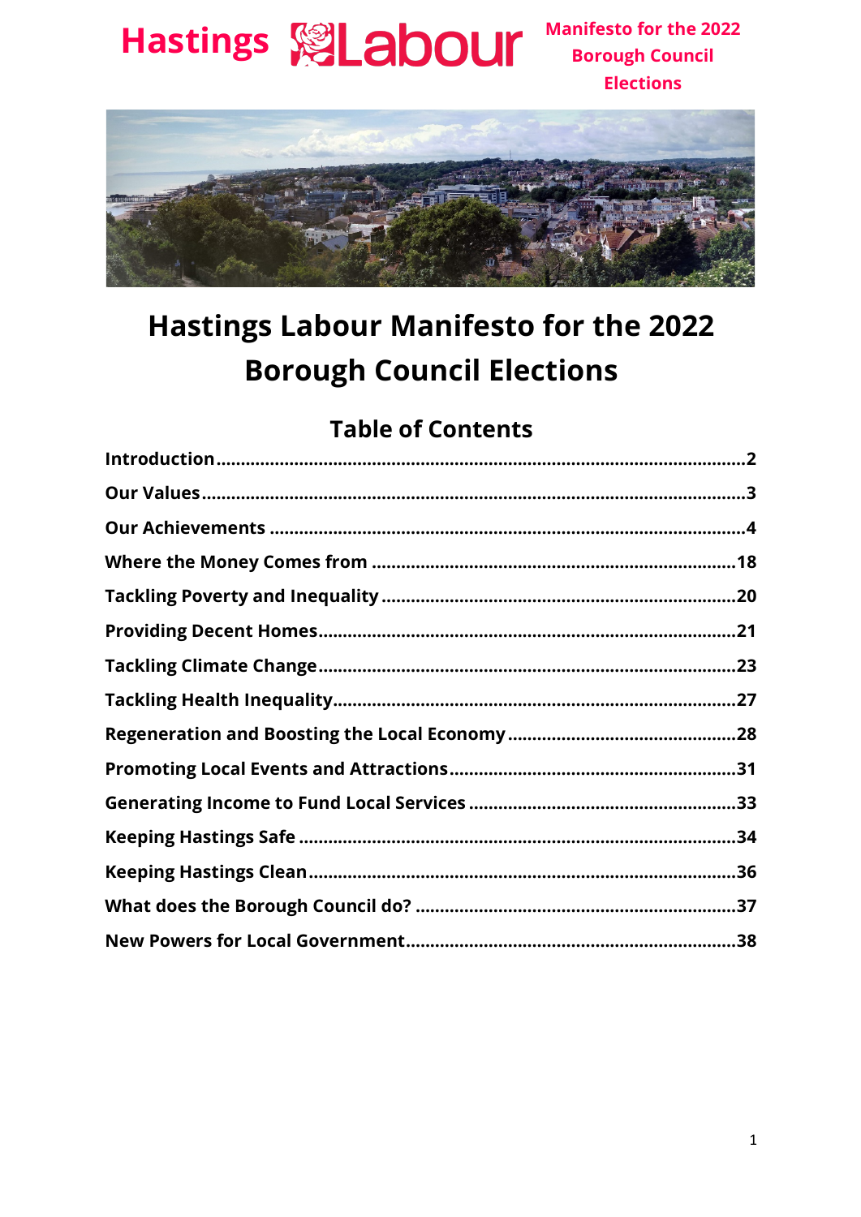Hastings Labour

Manifesto for the 2022 Borough Council Elections

# Hastings Labour Manifesto for the 2022 Borough Council Elections

## Table of Contents

| | |
|---|---|
| Introduction | 2 |
| Our Values | 3 |
| Our Achievements | 4 |
| Where the Money Comes from | 18 |
| Tackling Poverty and Inequality | 20 |
| Providing Decent Homes | 21 |
| Tackling Climate Change | 23 |
| Tackling Health Inequality | 27 |
| Regeneration and Boosting the Local Economy | 28 |
| Promoting Local Events and Attractions | 31 |
| Generating Income to Fund Local Services | 33 |
| Keeping Hastings Safe | 34 |
| Keeping Hastings Clean | 36 |
| What does the Borough Council do? | 37 |
| New Powers for Local Government | 38 |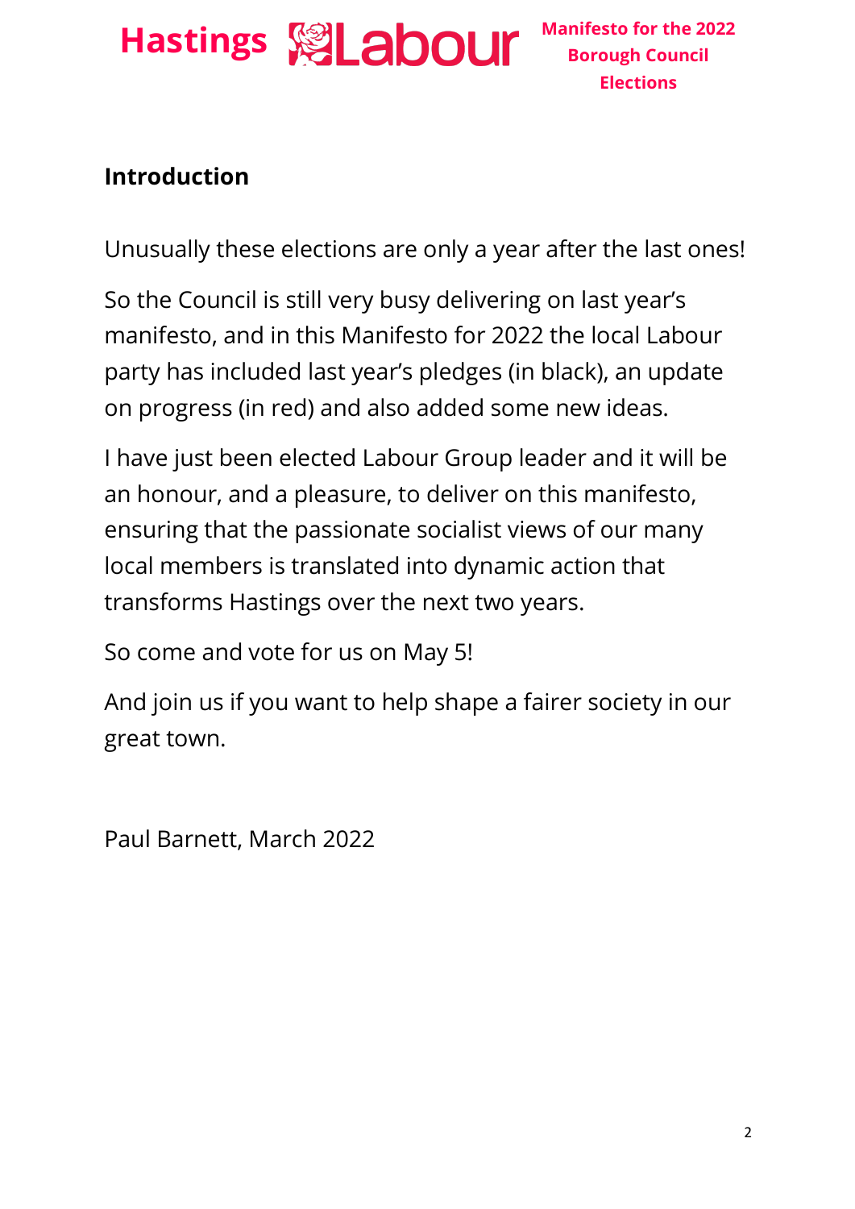## Introduction

Unusually these elections are only a year after the last ones!

So the Council is still very busy delivering on last year's manifesto, and in this Manifesto for 2022 the local Labour party has included last year's pledges (in black), an update on progress (in red) and also added some new ideas.

I have just been elected Labour Group leader and it will be an honour, and a pleasure, to deliver on this manifesto, ensuring that the passionate socialist views of our many local members is translated into dynamic action that transforms Hastings over the next two years.

So come and vote for us on May 5!

And join us if you want to help shape a fairer society in our great town.

Paul Barnett, March 2022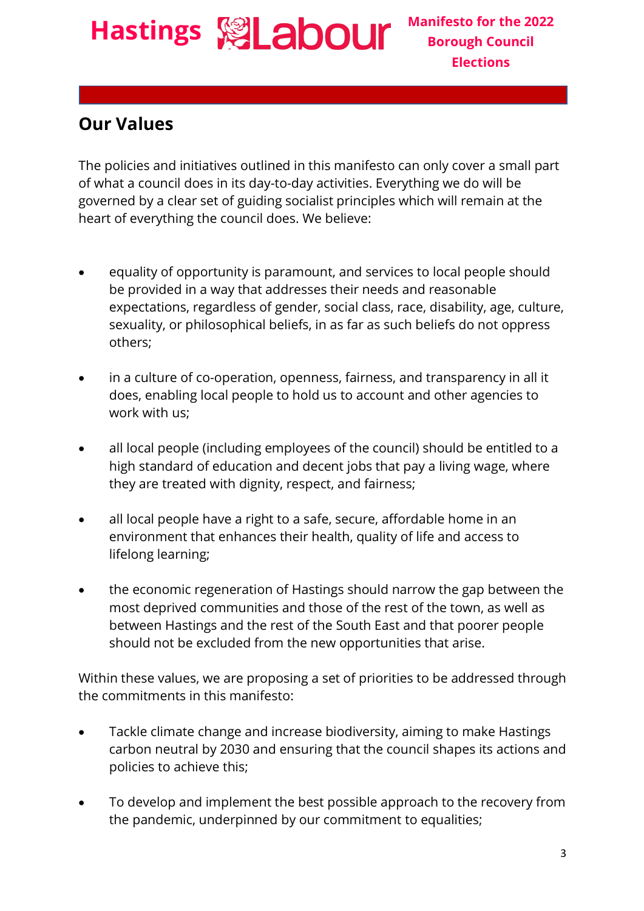## Our Values

The policies and initiatives outlined in this manifesto can only cover a small part of what a council does in its day-to-day activities. Everything we do will be governed by a clear set of guiding socialist principles which will remain at the heart of everything the council does. We believe:

- equality of opportunity is paramount, and services to local people should be provided in a way that addresses their needs and reasonable expectations, regardless of gender, social class, race, disability, age, culture, sexuality, or philosophical beliefs, in as far as such beliefs do not oppress others;

- in a culture of co-operation, openness, fairness, and transparency in all it does, enabling local people to hold us to account and other agencies to work with us;

- all local people (including employees of the council) should be entitled to a high standard of education and decent jobs that pay a living wage, where they are treated with dignity, respect, and fairness;

- all local people have a right to a safe, secure, affordable home in an environment that enhances their health, quality of life and access to lifelong learning;

- the economic regeneration of Hastings should narrow the gap between the most deprived communities and those of the rest of the town, as well as between Hastings and the rest of the South East and that poorer people should not be excluded from the new opportunities that arise.

Within these values, we are proposing a set of priorities to be addressed through the commitments in this manifesto:

- Tackle climate change and increase biodiversity, aiming to make Hastings carbon neutral by 2030 and ensuring that the council shapes its actions and policies to achieve this;

- To develop and implement the best possible approach to the recovery from the pandemic, underpinned by our commitment to equalities;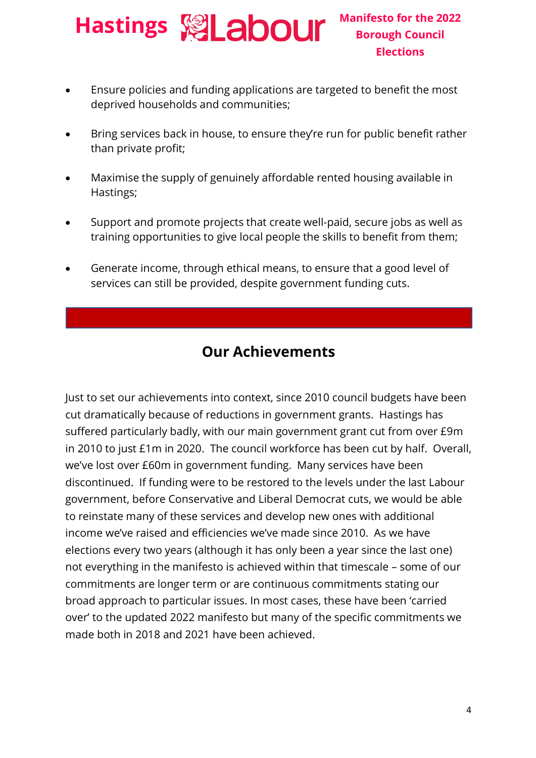- Ensure policies and funding applications are targeted to benefit the most deprived households and communities;

- Bring services back in house, to ensure they're run for public benefit rather than private profit;

- Maximise the supply of genuinely affordable rented housing available in Hastings;

- Support and promote projects that create well-paid, secure jobs as well as training opportunities to give local people the skills to benefit from them;

- Generate income, through ethical means, to ensure that a good level of services can still be provided, despite government funding cuts.

## Our Achievements

Just to set our achievements into context, since 2010 council budgets have been cut dramatically because of reductions in government grants. Hastings has suffered particularly badly, with our main government grant cut from over £9m in 2010 to just £1m in 2020. The council workforce has been cut by half. Overall, we've lost over £60m in government funding. Many services have been discontinued. If funding were to be restored to the levels under the last Labour government, before Conservative and Liberal Democrat cuts, we would be able to reinstate many of these services and develop new ones with additional income we've raised and efficiencies we've made since 2010. As we have elections every two years (although it has only been a year since the last one) not everything in the manifesto is achieved within that timescale – some of our commitments are longer term or are continuous commitments stating our broad approach to particular issues. In most cases, these have been 'carried over' to the updated 2022 manifesto but many of the specific commitments we made both in 2018 and 2021 have been achieved.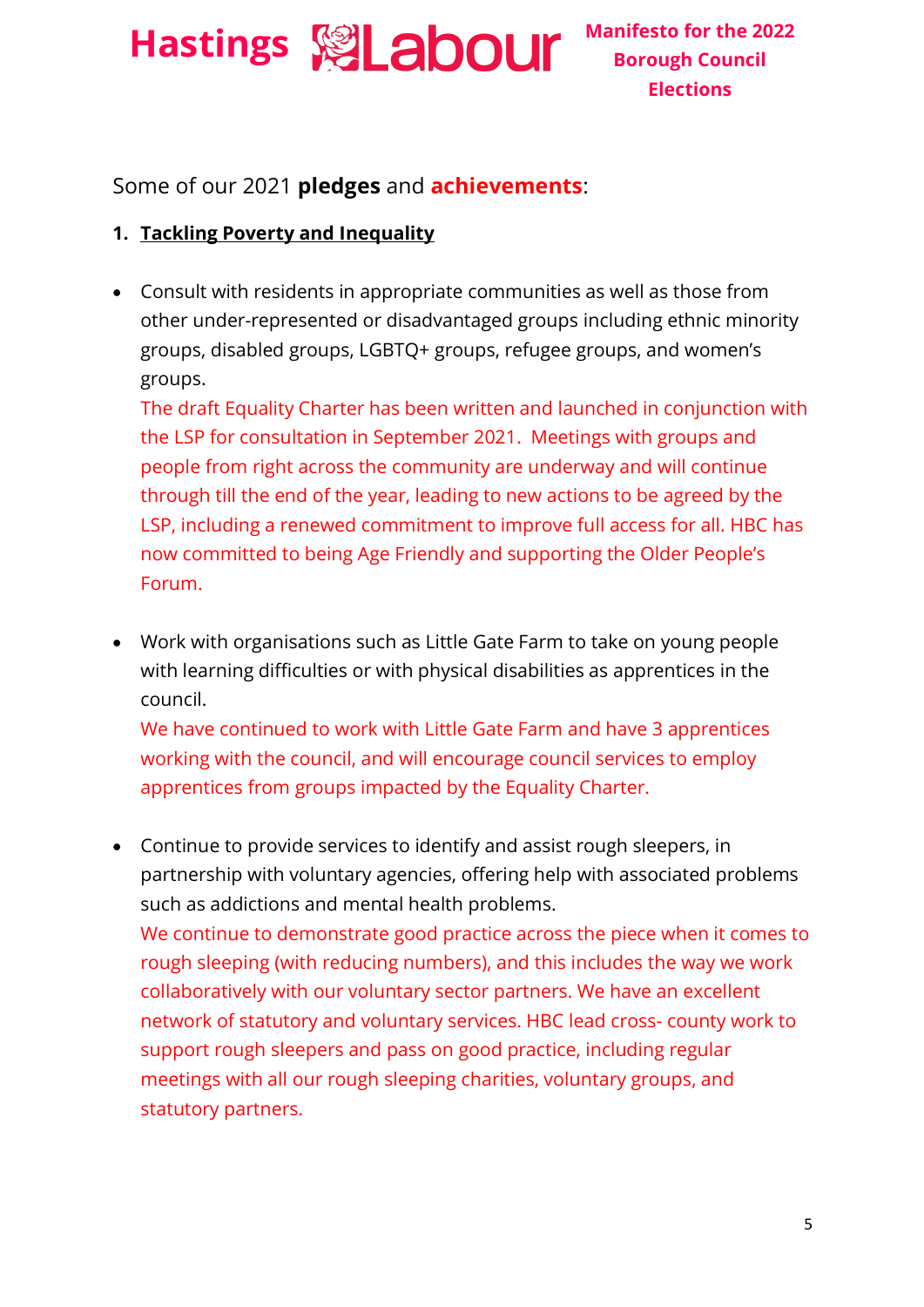Some of our 2021 **pledges** and **achievements**:

1. **Tackling Poverty and Inequality**

- Consult with residents in appropriate communities as well as those from other under-represented or disadvantaged groups including ethnic minority groups, disabled groups, LGBTQ+ groups, refugee groups, and women's groups.
  The draft Equality Charter has been written and launched in conjunction with the LSP for consultation in September 2021. Meetings with groups and people from right across the community are underway and will continue through till the end of the year, leading to new actions to be agreed by the LSP, including a renewed commitment to improve full access for all. HBC has now committed to being Age Friendly and supporting the Older People's Forum.

- Work with organisations such as Little Gate Farm to take on young people with learning difficulties or with physical disabilities as apprentices in the council.
  We have continued to work with Little Gate Farm and have 3 apprentices working with the council, and will encourage council services to employ apprentices from groups impacted by the Equality Charter.

- Continue to provide services to identify and assist rough sleepers, in partnership with voluntary agencies, offering help with associated problems such as addictions and mental health problems.
  We continue to demonstrate good practice across the piece when it comes to rough sleeping (with reducing numbers), and this includes the way we work collaboratively with our voluntary sector partners. We have an excellent network of statutory and voluntary services. HBC lead cross- county work to support rough sleepers and pass on good practice, including regular meetings with all our rough sleeping charities, voluntary groups, and statutory partners.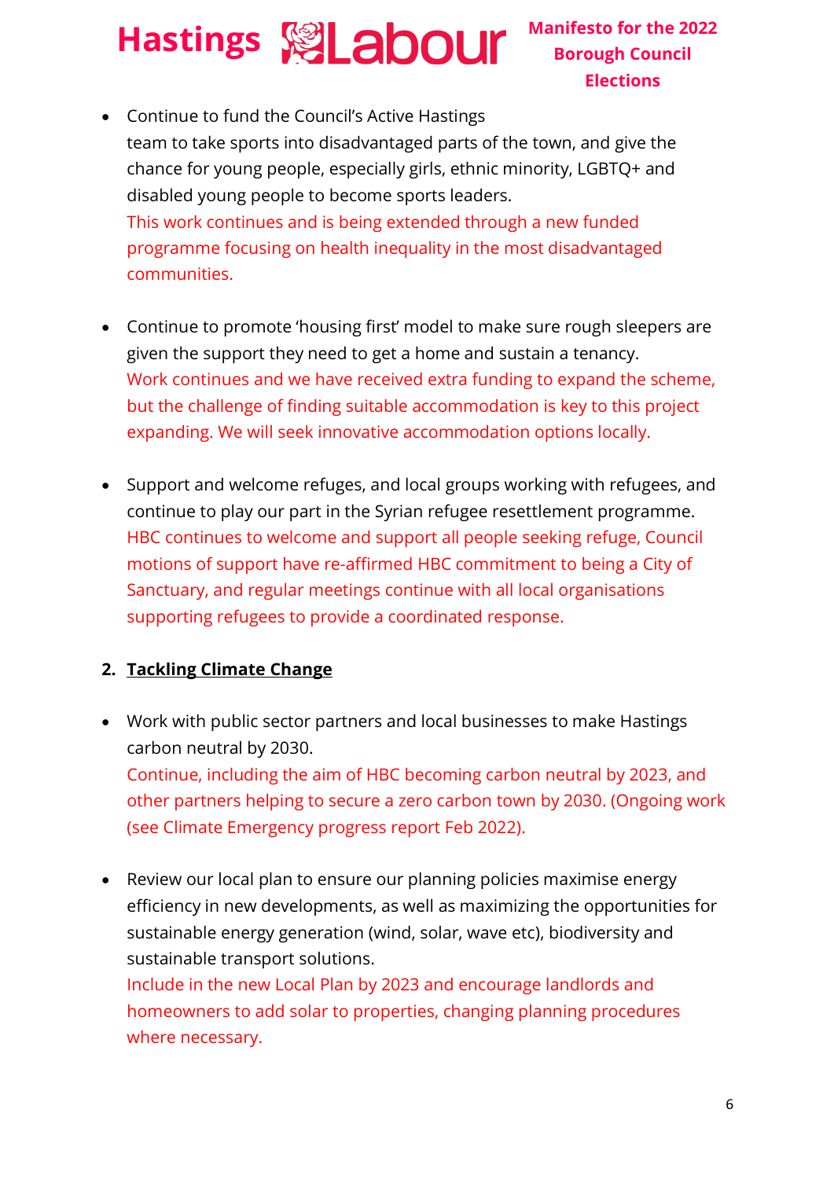- Continue to fund the Council's Active Hastings team to take sports into disadvantaged parts of the town, and give the chance for young people, especially girls, ethnic minority, LGBTQ+ and disabled young people to become sports leaders.
  This work continues and is being extended through a new funded programme focusing on health inequality in the most disadvantaged communities.

- Continue to promote 'housing first' model to make sure rough sleepers are given the support they need to get a home and sustain a tenancy.
  Work continues and we have received extra funding to expand the scheme, but the challenge of finding suitable accommodation is key to this project expanding. We will seek innovative accommodation options locally.

- Support and welcome refuges, and local groups working with refugees, and continue to play our part in the Syrian refugee resettlement programme.
  HBC continues to welcome and support all people seeking refuge, Council motions of support have re-affirmed HBC commitment to being a City of Sanctuary, and regular meetings continue with all local organisations supporting refugees to provide a coordinated response.

## 2. <u>Tackling Climate Change</u>

- Work with public sector partners and local businesses to make Hastings carbon neutral by 2030.
  Continue, including the aim of HBC becoming carbon neutral by 2023, and other partners helping to secure a zero carbon town by 2030. (Ongoing work (see Climate Emergency progress report Feb 2022).

- Review our local plan to ensure our planning policies maximise energy efficiency in new developments, as well as maximizing the opportunities for sustainable energy generation (wind, solar, wave etc), biodiversity and sustainable transport solutions.
  Include in the new Local Plan by 2023 and encourage landlords and homeowners to add solar to properties, changing planning procedures where necessary.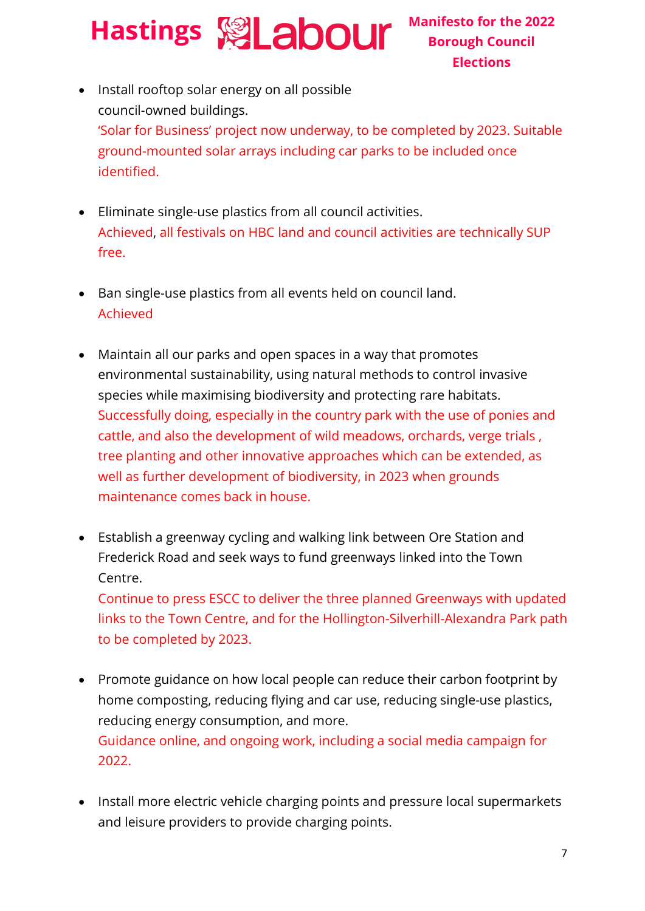- Install rooftop solar energy on all possible council-owned buildings.
  'Solar for Business' project now underway, to be completed by 2023. Suitable ground-mounted solar arrays including car parks to be included once identified.

- Eliminate single-use plastics from all council activities.
  Achieved, all festivals on HBC land and council activities are technically SUP free.

- Ban single-use plastics from all events held on council land.
  Achieved

- Maintain all our parks and open spaces in a way that promotes environmental sustainability, using natural methods to control invasive species while maximising biodiversity and protecting rare habitats.
  Successfully doing, especially in the country park with the use of ponies and cattle, and also the development of wild meadows, orchards, verge trials , tree planting and other innovative approaches which can be extended, as well as further development of biodiversity, in 2023 when grounds maintenance comes back in house.

- Establish a greenway cycling and walking link between Ore Station and Frederick Road and seek ways to fund greenways linked into the Town Centre.
  Continue to press ESCC to deliver the three planned Greenways with updated links to the Town Centre, and for the Hollington-Silverhill-Alexandra Park path to be completed by 2023.

- Promote guidance on how local people can reduce their carbon footprint by home composting, reducing flying and car use, reducing single-use plastics, reducing energy consumption, and more.
  Guidance online, and ongoing work, including a social media campaign for 2022.

- Install more electric vehicle charging points and pressure local supermarkets and leisure providers to provide charging points.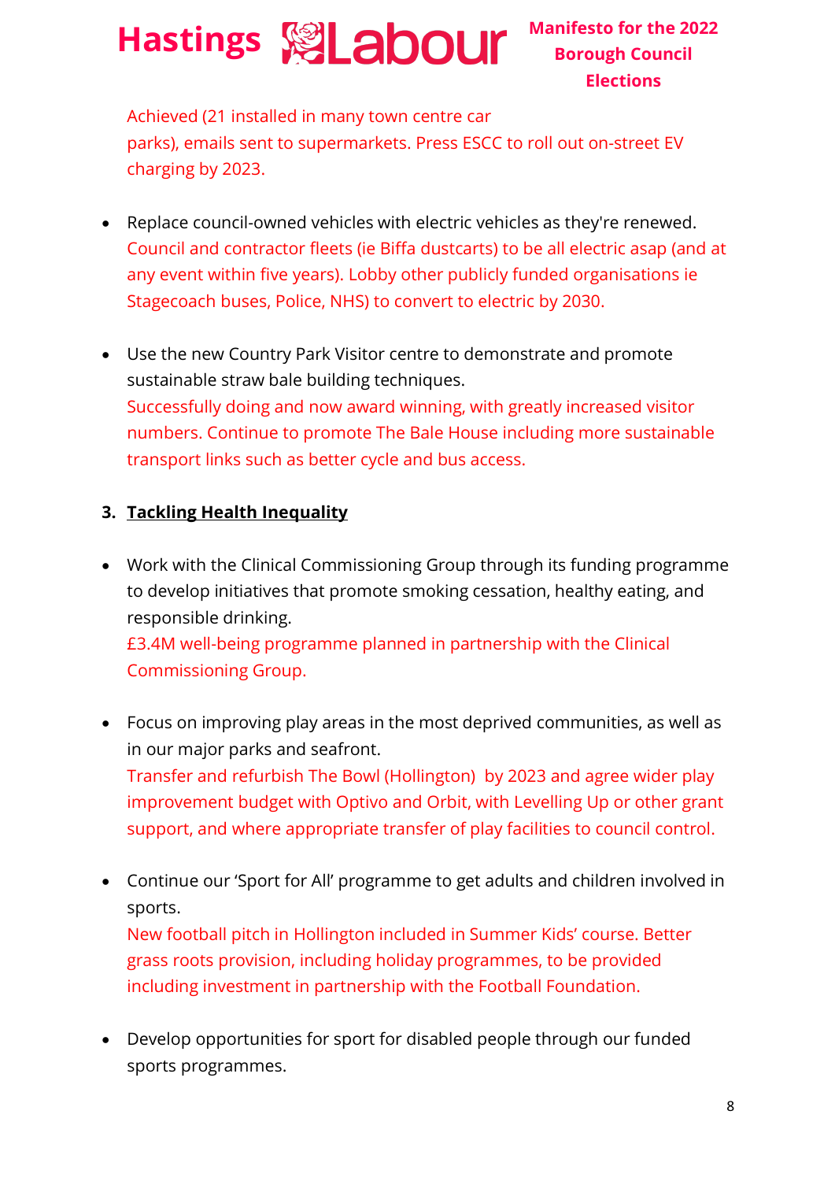Achieved (21 installed in many town centre car parks), emails sent to supermarkets. Press ESCC to roll out on-street EV charging by 2023.

- Replace council-owned vehicles with electric vehicles as they're renewed.
  Council and contractor fleets (ie Biffa dustcarts) to be all electric asap (and at any event within five years). Lobby other publicly funded organisations ie Stagecoach buses, Police, NHS) to convert to electric by 2030.

- Use the new Country Park Visitor centre to demonstrate and promote sustainable straw bale building techniques.
  Successfully doing and now award winning, with greatly increased visitor numbers. Continue to promote The Bale House including more sustainable transport links such as better cycle and bus access.

## 3. Tackling Health Inequality

- Work with the Clinical Commissioning Group through its funding programme to develop initiatives that promote smoking cessation, healthy eating, and responsible drinking.
  £3.4M well-being programme planned in partnership with the Clinical Commissioning Group.

- Focus on improving play areas in the most deprived communities, as well as in our major parks and seafront.
  Transfer and refurbish The Bowl (Hollington) by 2023 and agree wider play improvement budget with Optivo and Orbit, with Levelling Up or other grant support, and where appropriate transfer of play facilities to council control.

- Continue our 'Sport for All' programme to get adults and children involved in sports.
  New football pitch in Hollington included in Summer Kids' course. Better grass roots provision, including holiday programmes, to be provided including investment in partnership with the Football Foundation.

- Develop opportunities for sport for disabled people through our funded sports programmes.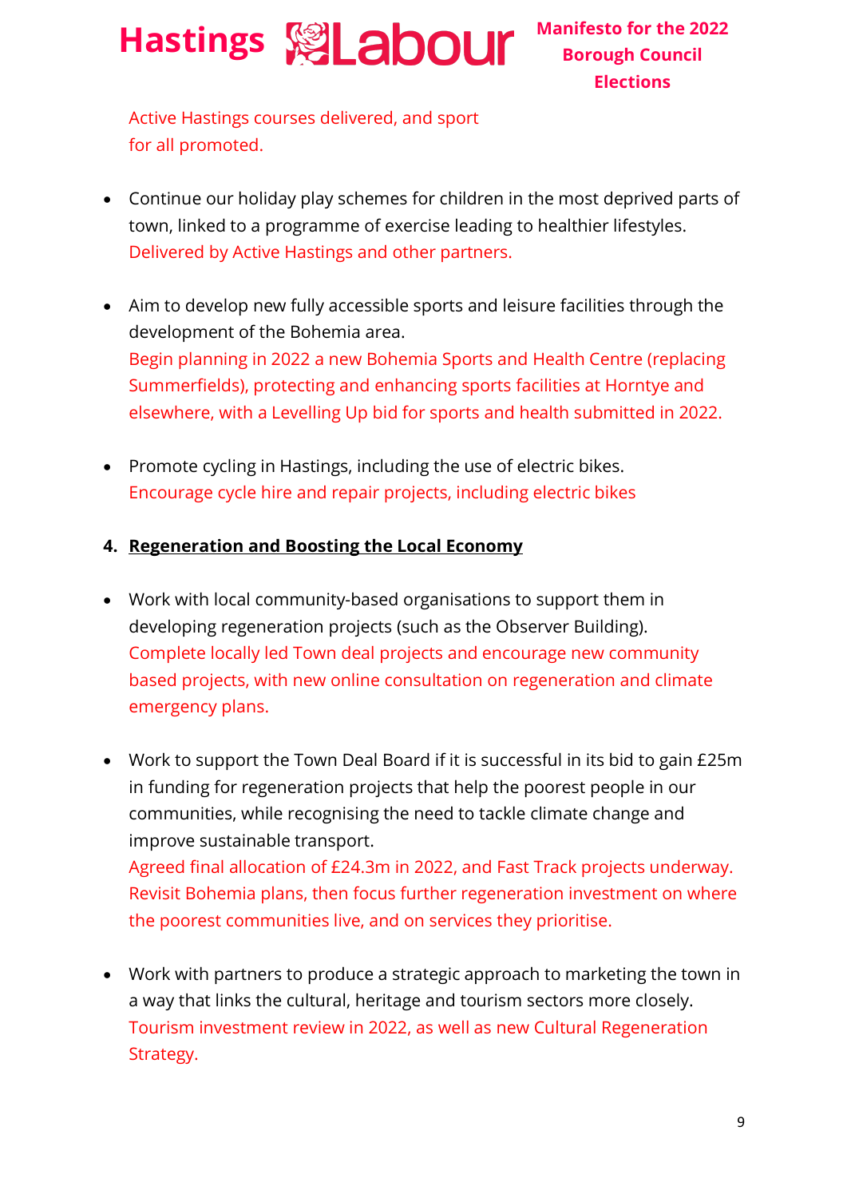Active Hastings courses delivered, and sport for all promoted.

- Continue our holiday play schemes for children in the most deprived parts of town, linked to a programme of exercise leading to healthier lifestyles.
  Delivered by Active Hastings and other partners.

- Aim to develop new fully accessible sports and leisure facilities through the development of the Bohemia area.
  Begin planning in 2022 a new Bohemia Sports and Health Centre (replacing Summerfields), protecting and enhancing sports facilities at Horntye and elsewhere, with a Levelling Up bid for sports and health submitted in 2022.

- Promote cycling in Hastings, including the use of electric bikes.
  Encourage cycle hire and repair projects, including electric bikes

## 4. Regeneration and Boosting the Local Economy

- Work with local community-based organisations to support them in developing regeneration projects (such as the Observer Building).
  Complete locally led Town deal projects and encourage new community based projects, with new online consultation on regeneration and climate emergency plans.

- Work to support the Town Deal Board if it is successful in its bid to gain £25m in funding for regeneration projects that help the poorest people in our communities, while recognising the need to tackle climate change and improve sustainable transport.
  Agreed final allocation of £24.3m in 2022, and Fast Track projects underway. Revisit Bohemia plans, then focus further regeneration investment on where the poorest communities live, and on services they prioritise.

- Work with partners to produce a strategic approach to marketing the town in a way that links the cultural, heritage and tourism sectors more closely.
  Tourism investment review in 2022, as well as new Cultural Regeneration Strategy.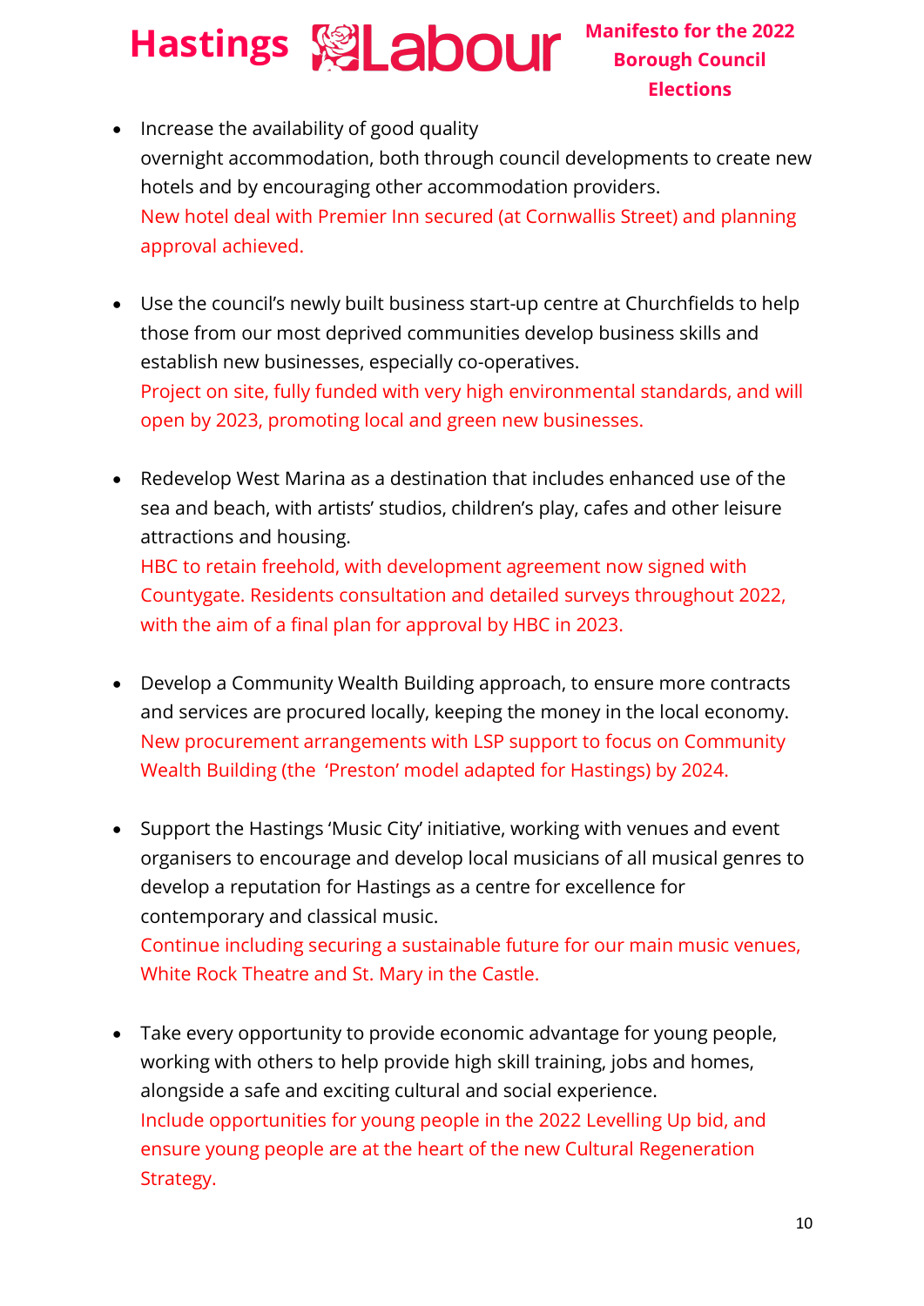- Increase the availability of good quality overnight accommodation, both through council developments to create new hotels and by encouraging other accommodation providers.
  New hotel deal with Premier Inn secured (at Cornwallis Street) and planning approval achieved.

- Use the council's newly built business start-up centre at Churchfields to help those from our most deprived communities develop business skills and establish new businesses, especially co-operatives.
  Project on site, fully funded with very high environmental standards, and will open by 2023, promoting local and green new businesses.

- Redevelop West Marina as a destination that includes enhanced use of the sea and beach, with artists' studios, children's play, cafes and other leisure attractions and housing.
  HBC to retain freehold, with development agreement now signed with Countygate. Residents consultation and detailed surveys throughout 2022, with the aim of a final plan for approval by HBC in 2023.

- Develop a Community Wealth Building approach, to ensure more contracts and services are procured locally, keeping the money in the local economy.
  New procurement arrangements with LSP support to focus on Community Wealth Building (the 'Preston' model adapted for Hastings) by 2024.

- Support the Hastings 'Music City' initiative, working with venues and event organisers to encourage and develop local musicians of all musical genres to develop a reputation for Hastings as a centre for excellence for contemporary and classical music.
  Continue including securing a sustainable future for our main music venues, White Rock Theatre and St. Mary in the Castle.

- Take every opportunity to provide economic advantage for young people, working with others to help provide high skill training, jobs and homes, alongside a safe and exciting cultural and social experience.
  Include opportunities for young people in the 2022 Levelling Up bid, and ensure young people are at the heart of the new Cultural Regeneration Strategy.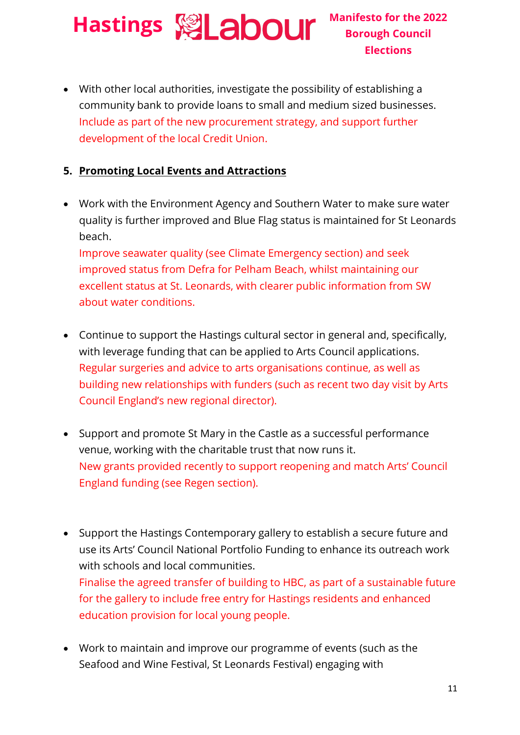- With other local authorities, investigate the possibility of establishing a community bank to provide loans to small and medium sized businesses.
  Include as part of the new procurement strategy, and support further development of the local Credit Union.

5. **Promoting Local Events and Attractions**

- Work with the Environment Agency and Southern Water to make sure water quality is further improved and Blue Flag status is maintained for St Leonards beach.
  Improve seawater quality (see Climate Emergency section) and seek improved status from Defra for Pelham Beach, whilst maintaining our excellent status at St. Leonards, with clearer public information from SW about water conditions.

- Continue to support the Hastings cultural sector in general and, specifically, with leverage funding that can be applied to Arts Council applications.
  Regular surgeries and advice to arts organisations continue, as well as building new relationships with funders (such as recent two day visit by Arts Council England's new regional director).

- Support and promote St Mary in the Castle as a successful performance venue, working with the charitable trust that now runs it.
  New grants provided recently to support reopening and match Arts' Council England funding (see Regen section).

- Support the Hastings Contemporary gallery to establish a secure future and use its Arts' Council National Portfolio Funding to enhance its outreach work with schools and local communities.
  Finalise the agreed transfer of building to HBC, as part of a sustainable future for the gallery to include free entry for Hastings residents and enhanced education provision for local young people.

- Work to maintain and improve our programme of events (such as the Seafood and Wine Festival, St Leonards Festival) engaging with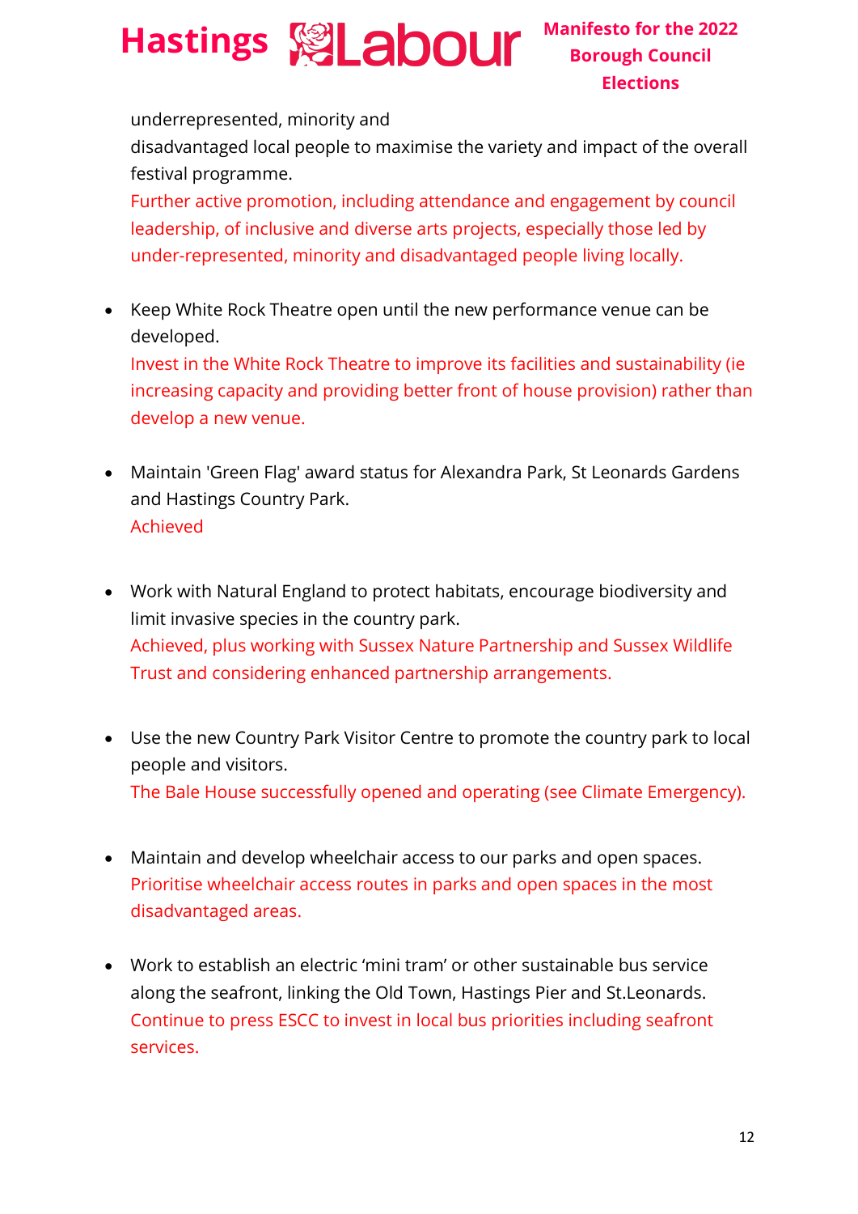underrepresented, minority and disadvantaged local people to maximise the variety and impact of the overall festival programme.
Further active promotion, including attendance and engagement by council leadership, of inclusive and diverse arts projects, especially those led by under-represented, minority and disadvantaged people living locally.

- Keep White Rock Theatre open until the new performance venue can be developed.
  Invest in the White Rock Theatre to improve its facilities and sustainability (ie increasing capacity and providing better front of house provision) rather than develop a new venue.

- Maintain 'Green Flag' award status for Alexandra Park, St Leonards Gardens and Hastings Country Park.
  Achieved

- Work with Natural England to protect habitats, encourage biodiversity and limit invasive species in the country park.
  Achieved, plus working with Sussex Nature Partnership and Sussex Wildlife Trust and considering enhanced partnership arrangements.

- Use the new Country Park Visitor Centre to promote the country park to local people and visitors.
  The Bale House successfully opened and operating (see Climate Emergency).

- Maintain and develop wheelchair access to our parks and open spaces.
  Prioritise wheelchair access routes in parks and open spaces in the most disadvantaged areas.

- Work to establish an electric 'mini tram' or other sustainable bus service along the seafront, linking the Old Town, Hastings Pier and St.Leonards.
  Continue to press ESCC to invest in local bus priorities including seafront services.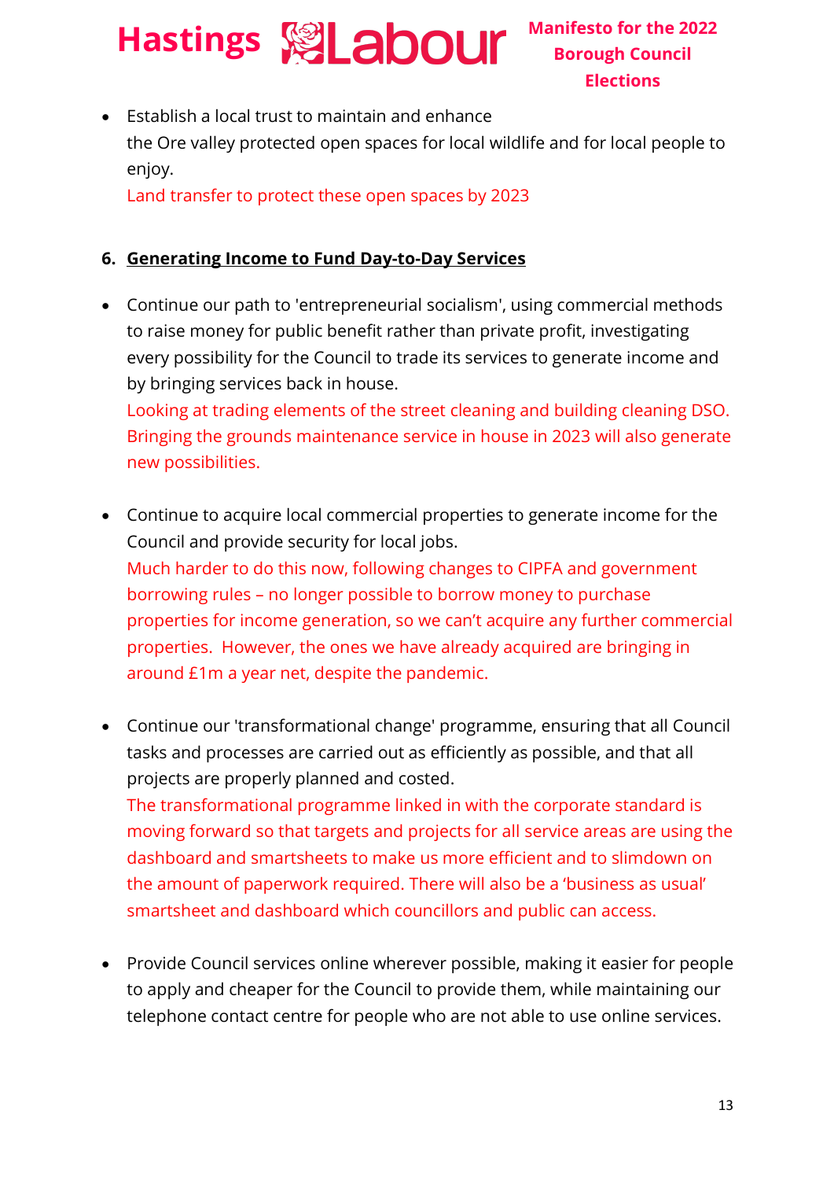- Establish a local trust to maintain and enhance the Ore valley protected open spaces for local wildlife and for local people to enjoy.
  Land transfer to protect these open spaces by 2023

## 6. Generating Income to Fund Day-to-Day Services

- Continue our path to 'entrepreneurial socialism', using commercial methods to raise money for public benefit rather than private profit, investigating every possibility for the Council to trade its services to generate income and by bringing services back in house.
  Looking at trading elements of the street cleaning and building cleaning DSO. Bringing the grounds maintenance service in house in 2023 will also generate new possibilities.

- Continue to acquire local commercial properties to generate income for the Council and provide security for local jobs.
  Much harder to do this now, following changes to CIPFA and government borrowing rules – no longer possible to borrow money to purchase properties for income generation, so we can't acquire any further commercial properties. However, the ones we have already acquired are bringing in around £1m a year net, despite the pandemic.

- Continue our 'transformational change' programme, ensuring that all Council tasks and processes are carried out as efficiently as possible, and that all projects are properly planned and costed.
  The transformational programme linked in with the corporate standard is moving forward so that targets and projects for all service areas are using the dashboard and smartsheets to make us more efficient and to slimdown on the amount of paperwork required. There will also be a 'business as usual' smartsheet and dashboard which councillors and public can access.

- Provide Council services online wherever possible, making it easier for people to apply and cheaper for the Council to provide them, while maintaining our telephone contact centre for people who are not able to use online services.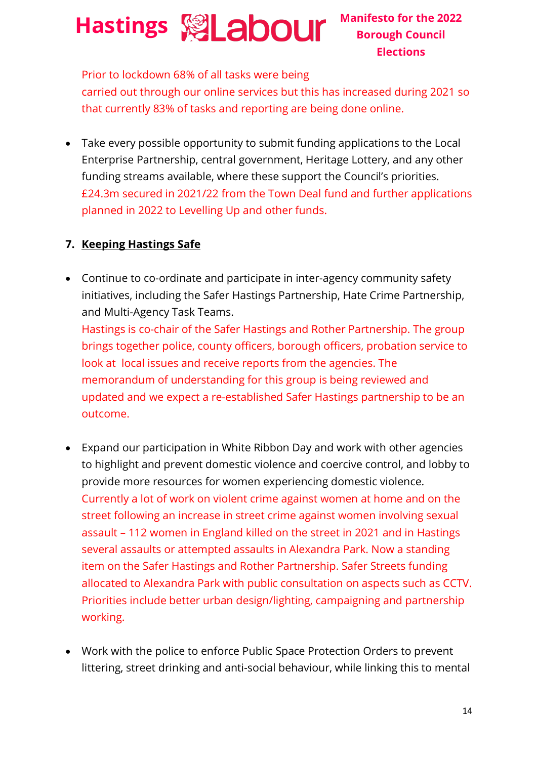Prior to lockdown 68% of all tasks were being carried out through our online services but this has increased during 2021 so that currently 83% of tasks and reporting are being done online.

- Take every possible opportunity to submit funding applications to the Local Enterprise Partnership, central government, Heritage Lottery, and any other funding streams available, where these support the Council's priorities.
  £24.3m secured in 2021/22 from the Town Deal fund and further applications planned in 2022 to Levelling Up and other funds.

## 7. Keeping Hastings Safe

- Continue to co-ordinate and participate in inter-agency community safety initiatives, including the Safer Hastings Partnership, Hate Crime Partnership, and Multi-Agency Task Teams.
  Hastings is co-chair of the Safer Hastings and Rother Partnership. The group brings together police, county officers, borough officers, probation service to look at local issues and receive reports from the agencies. The memorandum of understanding for this group is being reviewed and updated and we expect a re-established Safer Hastings partnership to be an outcome.

- Expand our participation in White Ribbon Day and work with other agencies to highlight and prevent domestic violence and coercive control, and lobby to provide more resources for women experiencing domestic violence.
  Currently a lot of work on violent crime against women at home and on the street following an increase in street crime against women involving sexual assault – 112 women in England killed on the street in 2021 and in Hastings several assaults or attempted assaults in Alexandra Park. Now a standing item on the Safer Hastings and Rother Partnership. Safer Streets funding allocated to Alexandra Park with public consultation on aspects such as CCTV. Priorities include better urban design/lighting, campaigning and partnership working.

- Work with the police to enforce Public Space Protection Orders to prevent littering, street drinking and anti-social behaviour, while linking this to mental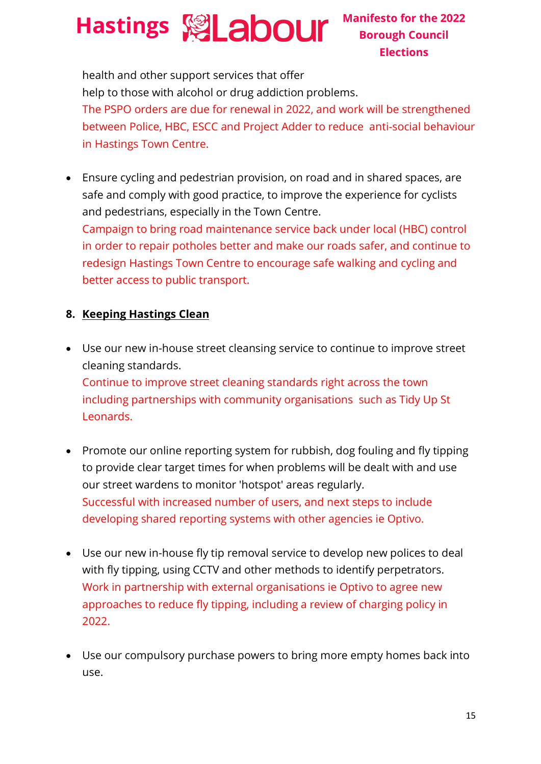health and other support services that offer help to those with alcohol or drug addiction problems.
The PSPO orders are due for renewal in 2022, and work will be strengthened between Police, HBC, ESCC and Project Adder to reduce anti-social behaviour in Hastings Town Centre.

- Ensure cycling and pedestrian provision, on road and in shared spaces, are safe and comply with good practice, to improve the experience for cyclists and pedestrians, especially in the Town Centre.
  Campaign to bring road maintenance service back under local (HBC) control in order to repair potholes better and make our roads safer, and continue to redesign Hastings Town Centre to encourage safe walking and cycling and better access to public transport.

## 8. Keeping Hastings Clean

- Use our new in-house street cleansing service to continue to improve street cleaning standards.
  Continue to improve street cleaning standards right across the town including partnerships with community organisations such as Tidy Up St Leonards.

- Promote our online reporting system for rubbish, dog fouling and fly tipping to provide clear target times for when problems will be dealt with and use our street wardens to monitor 'hotspot' areas regularly.
  Successful with increased number of users, and next steps to include developing shared reporting systems with other agencies ie Optivo.

- Use our new in-house fly tip removal service to develop new polices to deal with fly tipping, using CCTV and other methods to identify perpetrators.
  Work in partnership with external organisations ie Optivo to agree new approaches to reduce fly tipping, including a review of charging policy in 2022.

- Use our compulsory purchase powers to bring more empty homes back into use.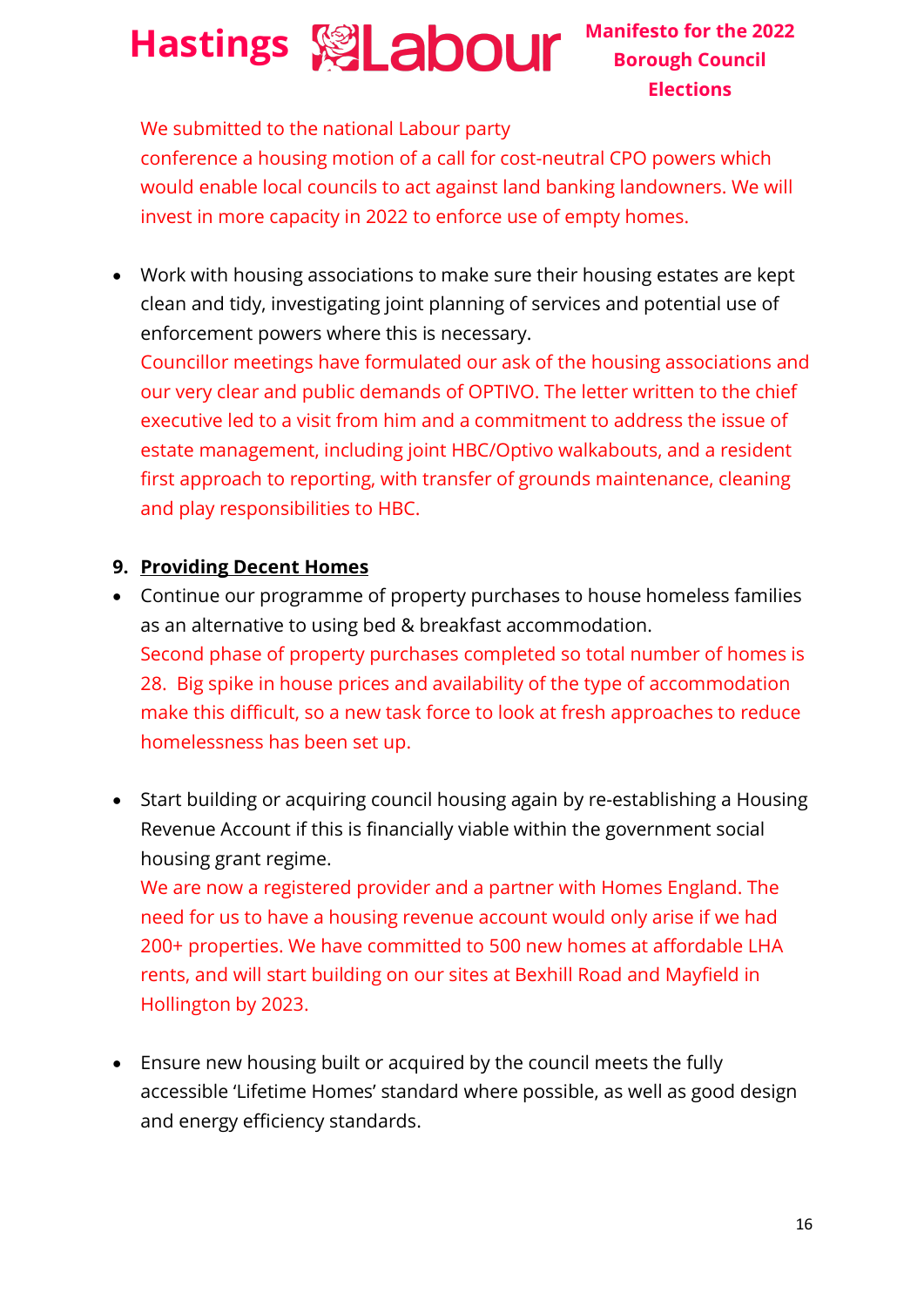We submitted to the national Labour party conference a housing motion of a call for cost-neutral CPO powers which would enable local councils to act against land banking landowners. We will invest in more capacity in 2022 to enforce use of empty homes.

- Work with housing associations to make sure their housing estates are kept clean and tidy, investigating joint planning of services and potential use of enforcement powers where this is necessary.
  Councillor meetings have formulated our ask of the housing associations and our very clear and public demands of OPTIVO. The letter written to the chief executive led to a visit from him and a commitment to address the issue of estate management, including joint HBC/Optivo walkabouts, and a resident first approach to reporting, with transfer of grounds maintenance, cleaning and play responsibilities to HBC.

## 9. Providing Decent Homes

- Continue our programme of property purchases to house homeless families as an alternative to using bed & breakfast accommodation.
  Second phase of property purchases completed so total number of homes is 28. Big spike in house prices and availability of the type of accommodation make this difficult, so a new task force to look at fresh approaches to reduce homelessness has been set up.

- Start building or acquiring council housing again by re-establishing a Housing Revenue Account if this is financially viable within the government social housing grant regime.
  We are now a registered provider and a partner with Homes England. The need for us to have a housing revenue account would only arise if we had 200+ properties. We have committed to 500 new homes at affordable LHA rents, and will start building on our sites at Bexhill Road and Mayfield in Hollington by 2023.

- Ensure new housing built or acquired by the council meets the fully accessible 'Lifetime Homes' standard where possible, as well as good design and energy efficiency standards.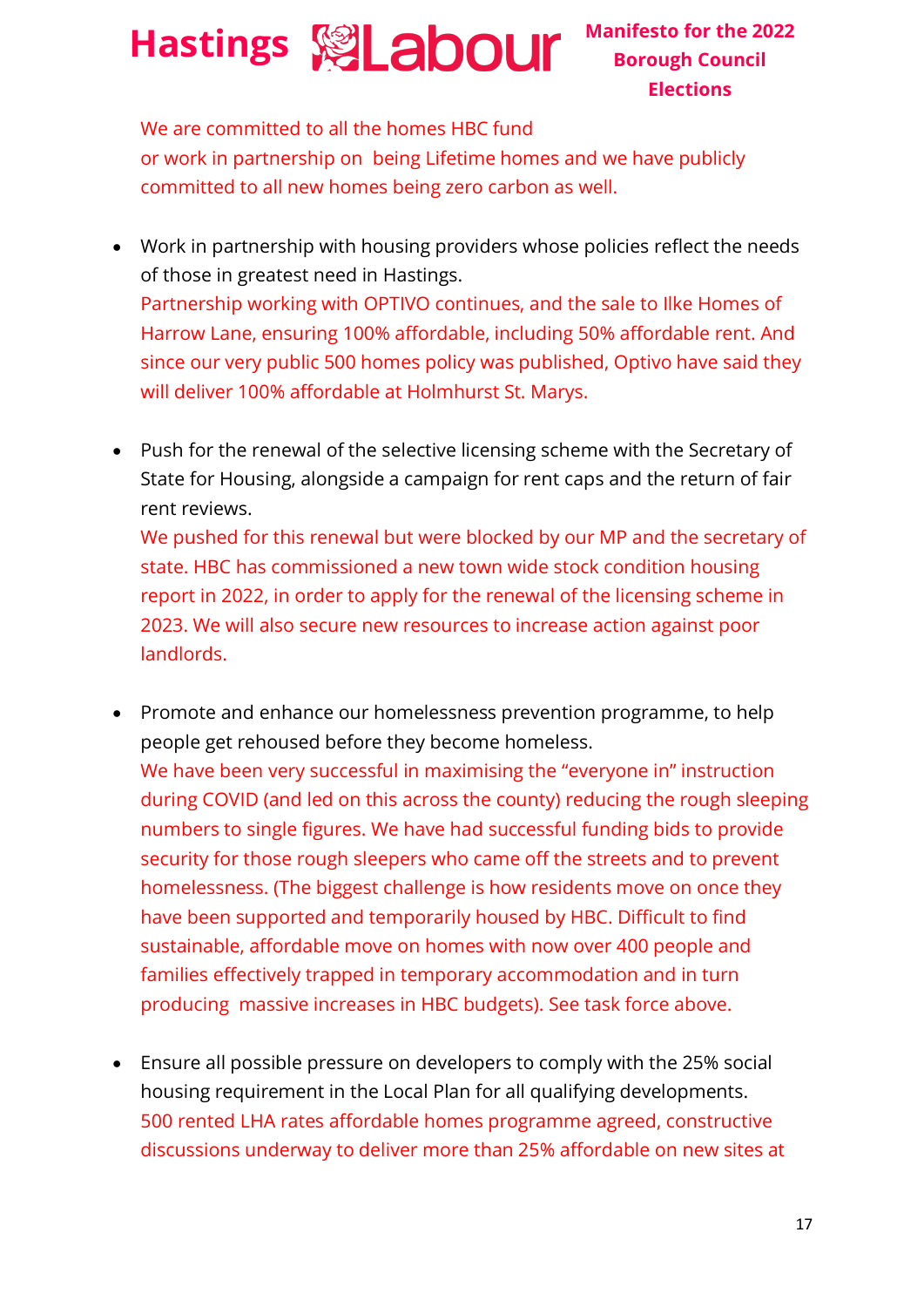We are committed to all the homes HBC fund or work in partnership on being Lifetime homes and we have publicly committed to all new homes being zero carbon as well.

- Work in partnership with housing providers whose policies reflect the needs of those in greatest need in Hastings.
  Partnership working with OPTIVO continues, and the sale to Ilke Homes of Harrow Lane, ensuring 100% affordable, including 50% affordable rent. And since our very public 500 homes policy was published, Optivo have said they will deliver 100% affordable at Holmhurst St. Marys.

- Push for the renewal of the selective licensing scheme with the Secretary of State for Housing, alongside a campaign for rent caps and the return of fair rent reviews.
  We pushed for this renewal but were blocked by our MP and the secretary of state. HBC has commissioned a new town wide stock condition housing report in 2022, in order to apply for the renewal of the licensing scheme in 2023. We will also secure new resources to increase action against poor landlords.

- Promote and enhance our homelessness prevention programme, to help people get rehoused before they become homeless.
  We have been very successful in maximising the "everyone in" instruction during COVID (and led on this across the county) reducing the rough sleeping numbers to single figures. We have had successful funding bids to provide security for those rough sleepers who came off the streets and to prevent homelessness. (The biggest challenge is how residents move on once they have been supported and temporarily housed by HBC. Difficult to find sustainable, affordable move on homes with now over 400 people and families effectively trapped in temporary accommodation and in turn producing massive increases in HBC budgets). See task force above.

- Ensure all possible pressure on developers to comply with the 25% social housing requirement in the Local Plan for all qualifying developments.
  500 rented LHA rates affordable homes programme agreed, constructive discussions underway to deliver more than 25% affordable on new sites at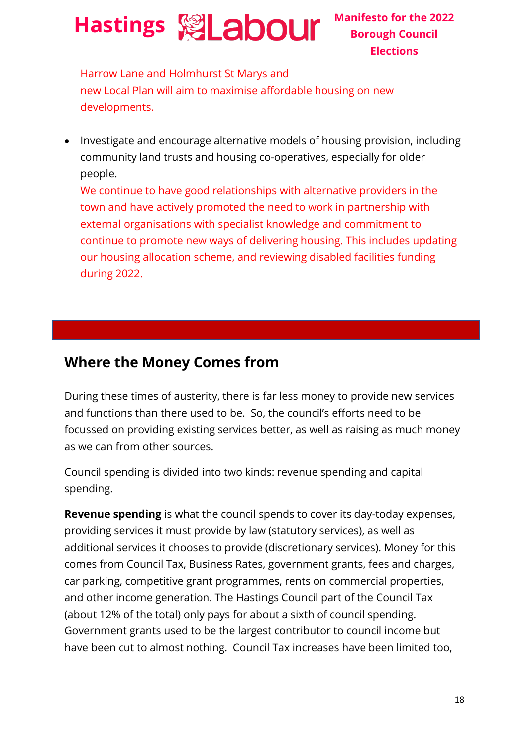Harrow Lane and Holmhurst St Marys and
new Local Plan will aim to maximise affordable housing on new developments.

- Investigate and encourage alternative models of housing provision, including community land trusts and housing co-operatives, especially for older people.
  We continue to have good relationships with alternative providers in the town and have actively promoted the need to work in partnership with external organisations with specialist knowledge and commitment to continue to promote new ways of delivering housing. This includes updating our housing allocation scheme, and reviewing disabled facilities funding during 2022.

## Where the Money Comes from

During these times of austerity, there is far less money to provide new services and functions than there used to be. So, the council's efforts need to be focussed on providing existing services better, as well as raising as much money as we can from other sources.

Council spending is divided into two kinds: revenue spending and capital spending.

**Revenue spending** is what the council spends to cover its day-today expenses, providing services it must provide by law (statutory services), as well as additional services it chooses to provide (discretionary services). Money for this comes from Council Tax, Business Rates, government grants, fees and charges, car parking, competitive grant programmes, rents on commercial properties, and other income generation. The Hastings Council part of the Council Tax (about 12% of the total) only pays for about a sixth of council spending. Government grants used to be the largest contributor to council income but have been cut to almost nothing. Council Tax increases have been limited too,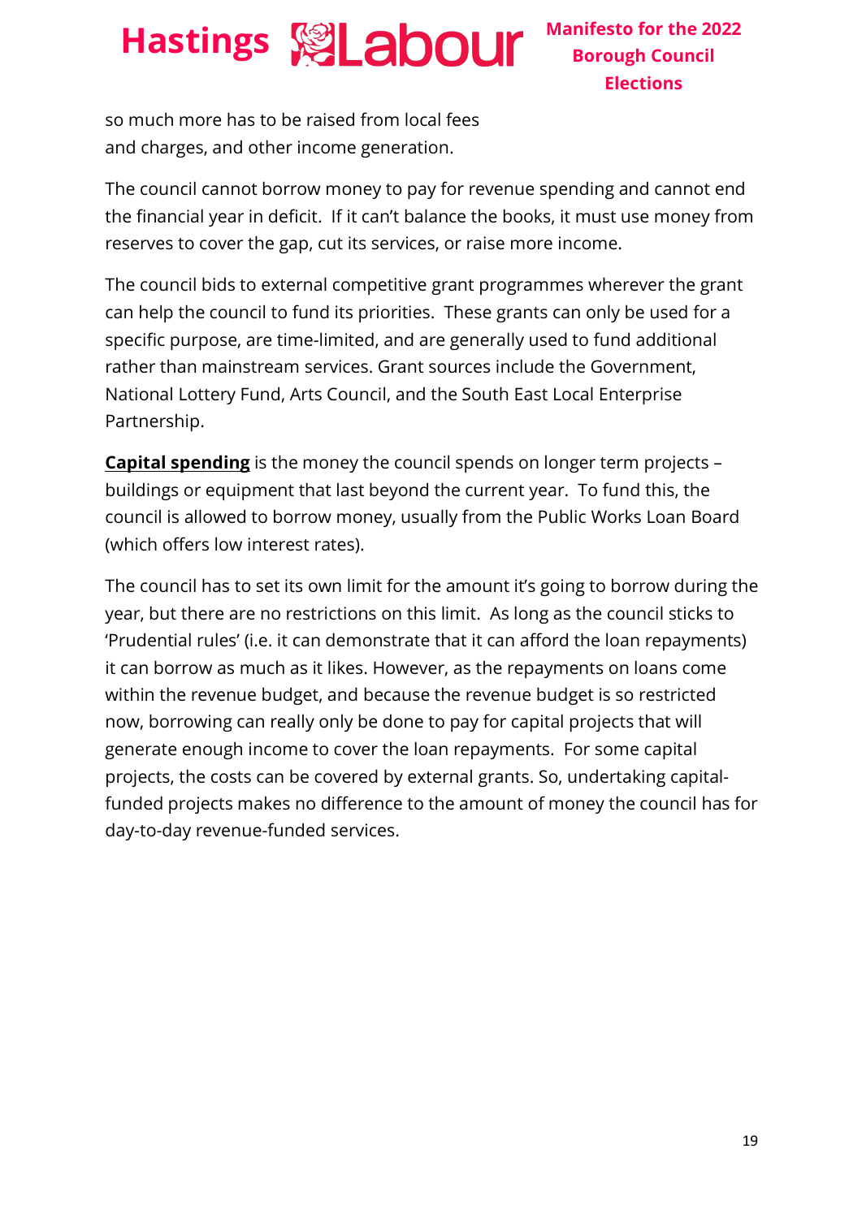so much more has to be raised from local fees and charges, and other income generation.

The council cannot borrow money to pay for revenue spending and cannot end the financial year in deficit. If it can't balance the books, it must use money from reserves to cover the gap, cut its services, or raise more income.

The council bids to external competitive grant programmes wherever the grant can help the council to fund its priorities. These grants can only be used for a specific purpose, are time-limited, and are generally used to fund additional rather than mainstream services. Grant sources include the Government, National Lottery Fund, Arts Council, and the South East Local Enterprise Partnership.

**Capital spending** is the money the council spends on longer term projects – buildings or equipment that last beyond the current year. To fund this, the council is allowed to borrow money, usually from the Public Works Loan Board (which offers low interest rates).

The council has to set its own limit for the amount it's going to borrow during the year, but there are no restrictions on this limit. As long as the council sticks to 'Prudential rules' (i.e. it can demonstrate that it can afford the loan repayments) it can borrow as much as it likes. However, as the repayments on loans come within the revenue budget, and because the revenue budget is so restricted now, borrowing can really only be done to pay for capital projects that will generate enough income to cover the loan repayments. For some capital projects, the costs can be covered by external grants. So, undertaking capital-funded projects makes no difference to the amount of money the council has for day-to-day revenue-funded services.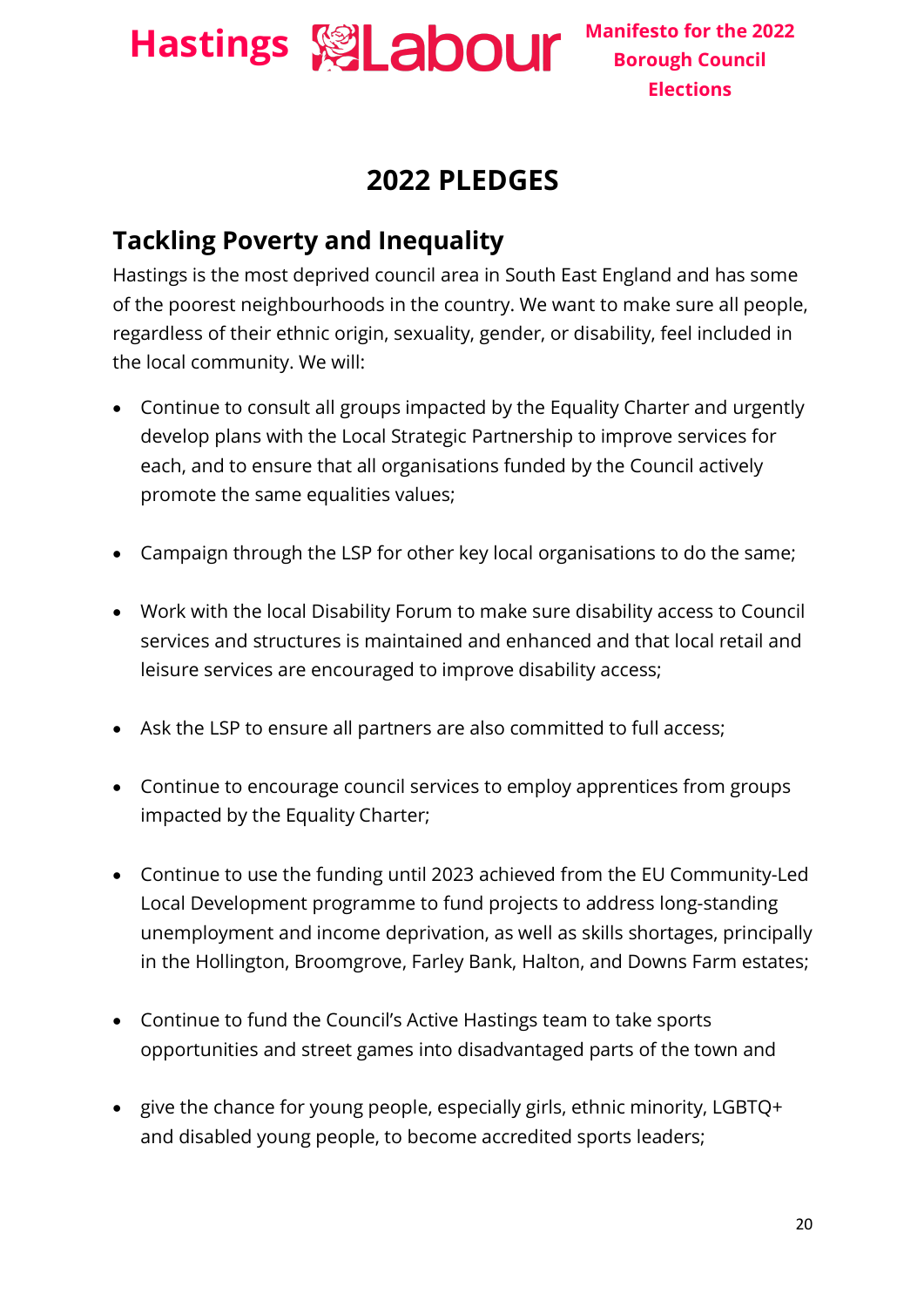# 2022 PLEDGES

## Tackling Poverty and Inequality

Hastings is the most deprived council area in South East England and has some of the poorest neighbourhoods in the country. We want to make sure all people, regardless of their ethnic origin, sexuality, gender, or disability, feel included in the local community. We will:

- Continue to consult all groups impacted by the Equality Charter and urgently develop plans with the Local Strategic Partnership to improve services for each, and to ensure that all organisations funded by the Council actively promote the same equalities values;

- Campaign through the LSP for other key local organisations to do the same;

- Work with the local Disability Forum to make sure disability access to Council services and structures is maintained and enhanced and that local retail and leisure services are encouraged to improve disability access;

- Ask the LSP to ensure all partners are also committed to full access;

- Continue to encourage council services to employ apprentices from groups impacted by the Equality Charter;

- Continue to use the funding until 2023 achieved from the EU Community-Led Local Development programme to fund projects to address long-standing unemployment and income deprivation, as well as skills shortages, principally in the Hollington, Broomgrove, Farley Bank, Halton, and Downs Farm estates;

- Continue to fund the Council's Active Hastings team to take sports opportunities and street games into disadvantaged parts of the town and

- give the chance for young people, especially girls, ethnic minority, LGBTQ+ and disabled young people, to become accredited sports leaders;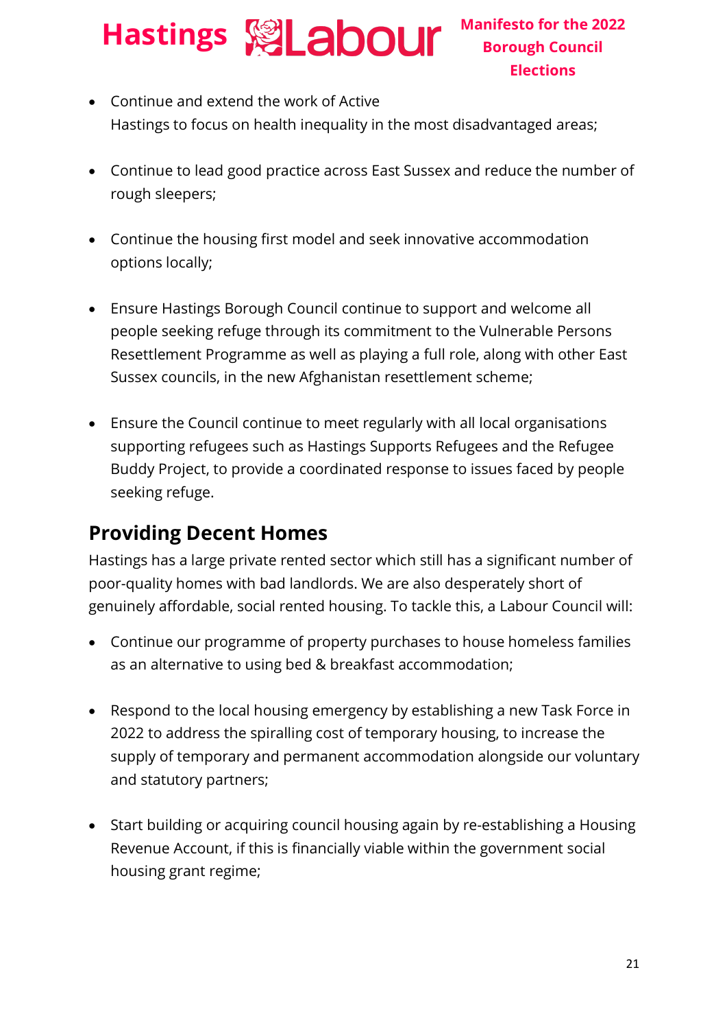- Continue and extend the work of Active Hastings to focus on health inequality in the most disadvantaged areas;

- Continue to lead good practice across East Sussex and reduce the number of rough sleepers;

- Continue the housing first model and seek innovative accommodation options locally;

- Ensure Hastings Borough Council continue to support and welcome all people seeking refuge through its commitment to the Vulnerable Persons Resettlement Programme as well as playing a full role, along with other East Sussex councils, in the new Afghanistan resettlement scheme;

- Ensure the Council continue to meet regularly with all local organisations supporting refugees such as Hastings Supports Refugees and the Refugee Buddy Project, to provide a coordinated response to issues faced by people seeking refuge.

## Providing Decent Homes

Hastings has a large private rented sector which still has a significant number of poor-quality homes with bad landlords. We are also desperately short of genuinely affordable, social rented housing. To tackle this, a Labour Council will:

- Continue our programme of property purchases to house homeless families as an alternative to using bed & breakfast accommodation;

- Respond to the local housing emergency by establishing a new Task Force in 2022 to address the spiralling cost of temporary housing, to increase the supply of temporary and permanent accommodation alongside our voluntary and statutory partners;

- Start building or acquiring council housing again by re-establishing a Housing Revenue Account, if this is financially viable within the government social housing grant regime;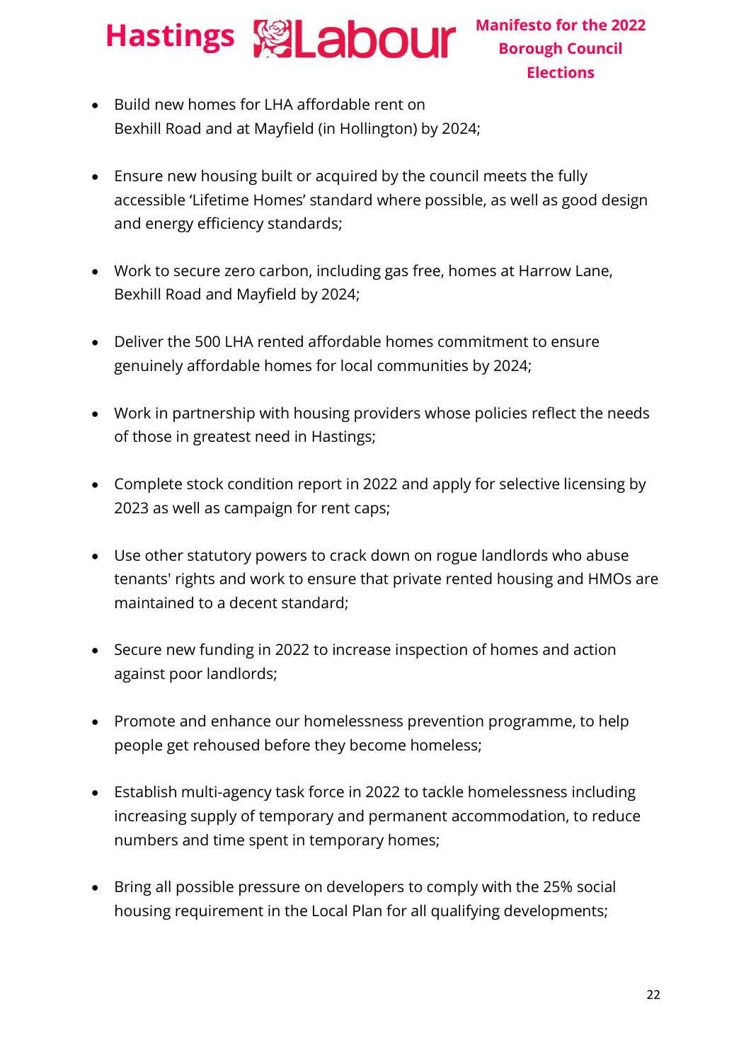- Build new homes for LHA affordable rent on Bexhill Road and at Mayfield (in Hollington) by 2024;

- Ensure new housing built or acquired by the council meets the fully accessible 'Lifetime Homes' standard where possible, as well as good design and energy efficiency standards;

- Work to secure zero carbon, including gas free, homes at Harrow Lane, Bexhill Road and Mayfield by 2024;

- Deliver the 500 LHA rented affordable homes commitment to ensure genuinely affordable homes for local communities by 2024;

- Work in partnership with housing providers whose policies reflect the needs of those in greatest need in Hastings;

- Complete stock condition report in 2022 and apply for selective licensing by 2023 as well as campaign for rent caps;

- Use other statutory powers to crack down on rogue landlords who abuse tenants' rights and work to ensure that private rented housing and HMOs are maintained to a decent standard;

- Secure new funding in 2022 to increase inspection of homes and action against poor landlords;

- Promote and enhance our homelessness prevention programme, to help people get rehoused before they become homeless;

- Establish multi-agency task force in 2022 to tackle homelessness including increasing supply of temporary and permanent accommodation, to reduce numbers and time spent in temporary homes;

- Bring all possible pressure on developers to comply with the 25% social housing requirement in the Local Plan for all qualifying developments;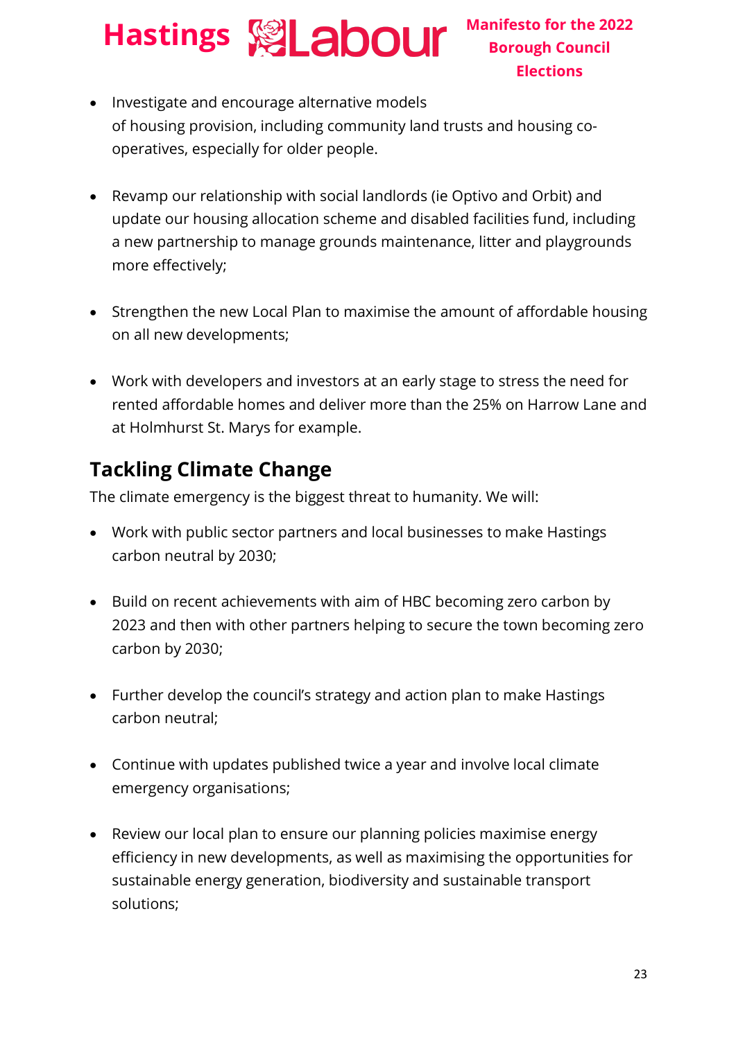- Investigate and encourage alternative models of housing provision, including community land trusts and housing co-operatives, especially for older people.

- Revamp our relationship with social landlords (ie Optivo and Orbit) and update our housing allocation scheme and disabled facilities fund, including a new partnership to manage grounds maintenance, litter and playgrounds more effectively;

- Strengthen the new Local Plan to maximise the amount of affordable housing on all new developments;

- Work with developers and investors at an early stage to stress the need for rented affordable homes and deliver more than the 25% on Harrow Lane and at Holmhurst St. Marys for example.

## Tackling Climate Change

The climate emergency is the biggest threat to humanity. We will:

- Work with public sector partners and local businesses to make Hastings carbon neutral by 2030;

- Build on recent achievements with aim of HBC becoming zero carbon by 2023 and then with other partners helping to secure the town becoming zero carbon by 2030;

- Further develop the council's strategy and action plan to make Hastings carbon neutral;

- Continue with updates published twice a year and involve local climate emergency organisations;

- Review our local plan to ensure our planning policies maximise energy efficiency in new developments, as well as maximising the opportunities for sustainable energy generation, biodiversity and sustainable transport solutions;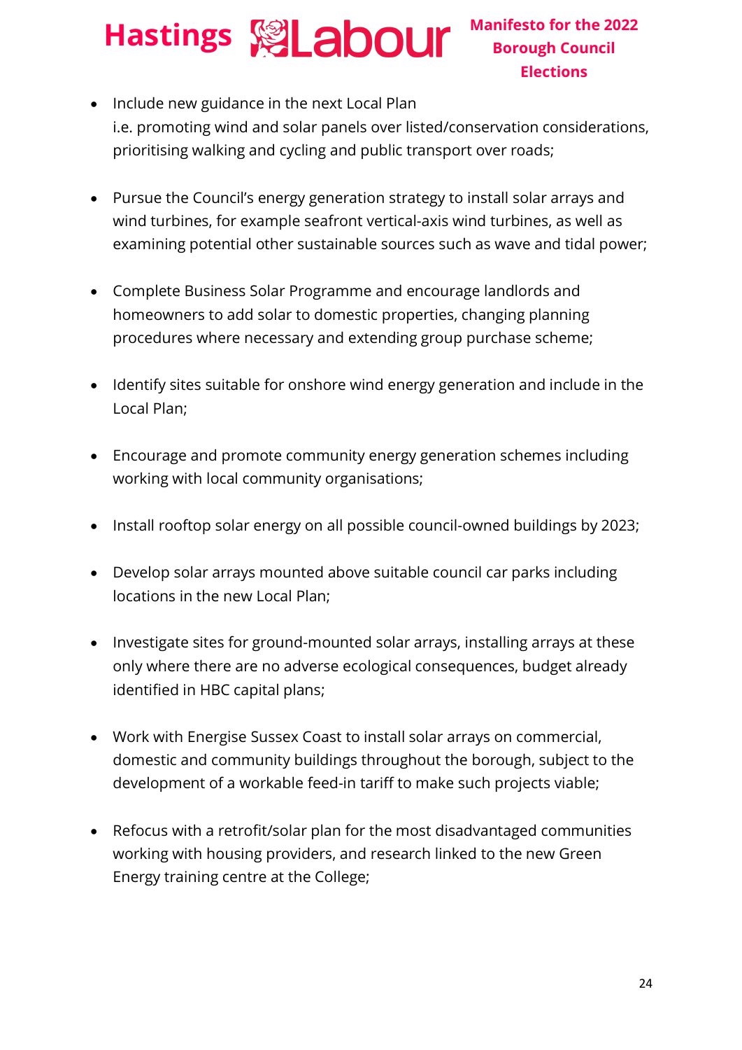- Include new guidance in the next Local Plan
  i.e. promoting wind and solar panels over listed/conservation considerations, prioritising walking and cycling and public transport over roads;

- Pursue the Council's energy generation strategy to install solar arrays and wind turbines, for example seafront vertical-axis wind turbines, as well as examining potential other sustainable sources such as wave and tidal power;

- Complete Business Solar Programme and encourage landlords and homeowners to add solar to domestic properties, changing planning procedures where necessary and extending group purchase scheme;

- Identify sites suitable for onshore wind energy generation and include in the Local Plan;

- Encourage and promote community energy generation schemes including working with local community organisations;

- Install rooftop solar energy on all possible council-owned buildings by 2023;

- Develop solar arrays mounted above suitable council car parks including locations in the new Local Plan;

- Investigate sites for ground-mounted solar arrays, installing arrays at these only where there are no adverse ecological consequences, budget already identified in HBC capital plans;

- Work with Energise Sussex Coast to install solar arrays on commercial, domestic and community buildings throughout the borough, subject to the development of a workable feed-in tariff to make such projects viable;

- Refocus with a retrofit/solar plan for the most disadvantaged communities working with housing providers, and research linked to the new Green Energy training centre at the College;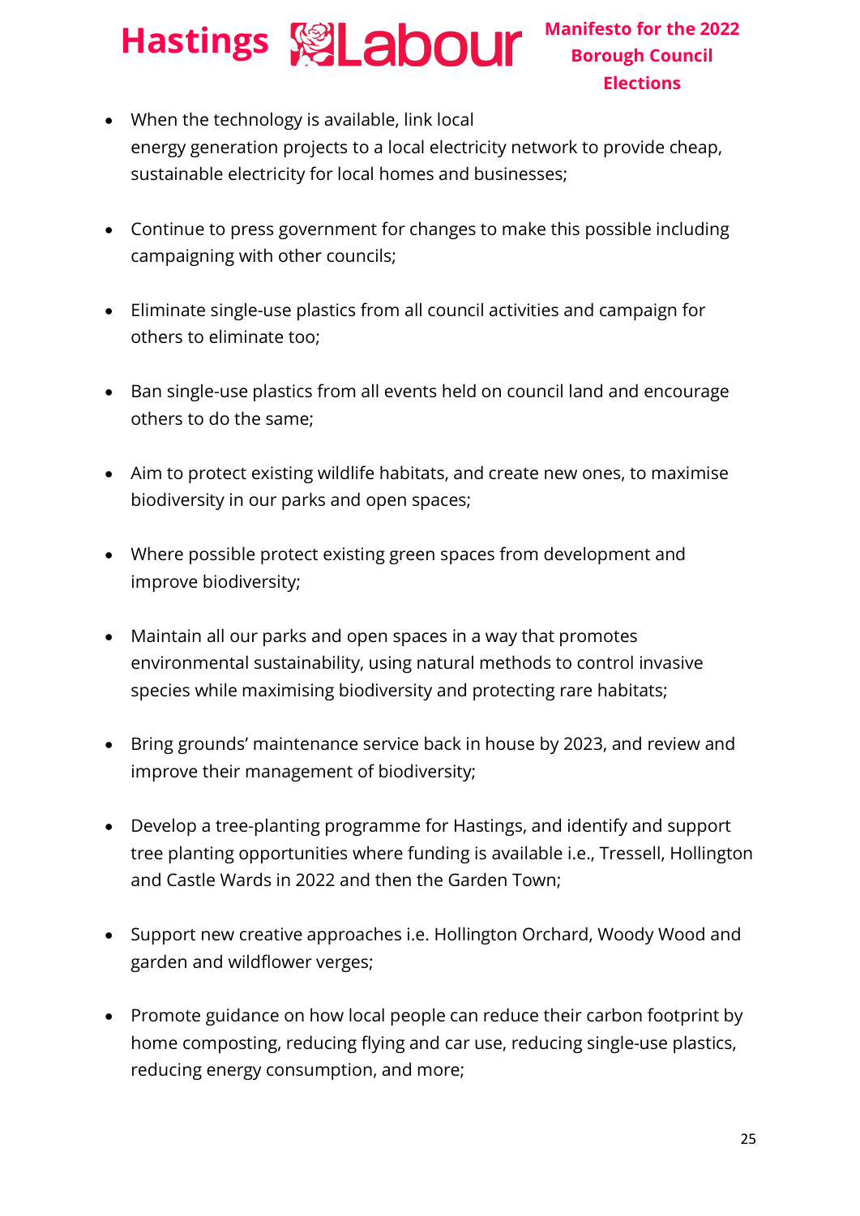- When the technology is available, link local energy generation projects to a local electricity network to provide cheap, sustainable electricity for local homes and businesses;

- Continue to press government for changes to make this possible including campaigning with other councils;

- Eliminate single-use plastics from all council activities and campaign for others to eliminate too;

- Ban single-use plastics from all events held on council land and encourage others to do the same;

- Aim to protect existing wildlife habitats, and create new ones, to maximise biodiversity in our parks and open spaces;

- Where possible protect existing green spaces from development and improve biodiversity;

- Maintain all our parks and open spaces in a way that promotes environmental sustainability, using natural methods to control invasive species while maximising biodiversity and protecting rare habitats;

- Bring grounds' maintenance service back in house by 2023, and review and improve their management of biodiversity;

- Develop a tree-planting programme for Hastings, and identify and support tree planting opportunities where funding is available i.e., Tressell, Hollington and Castle Wards in 2022 and then the Garden Town;

- Support new creative approaches i.e. Hollington Orchard, Woody Wood and garden and wildflower verges;

- Promote guidance on how local people can reduce their carbon footprint by home composting, reducing flying and car use, reducing single-use plastics, reducing energy consumption, and more;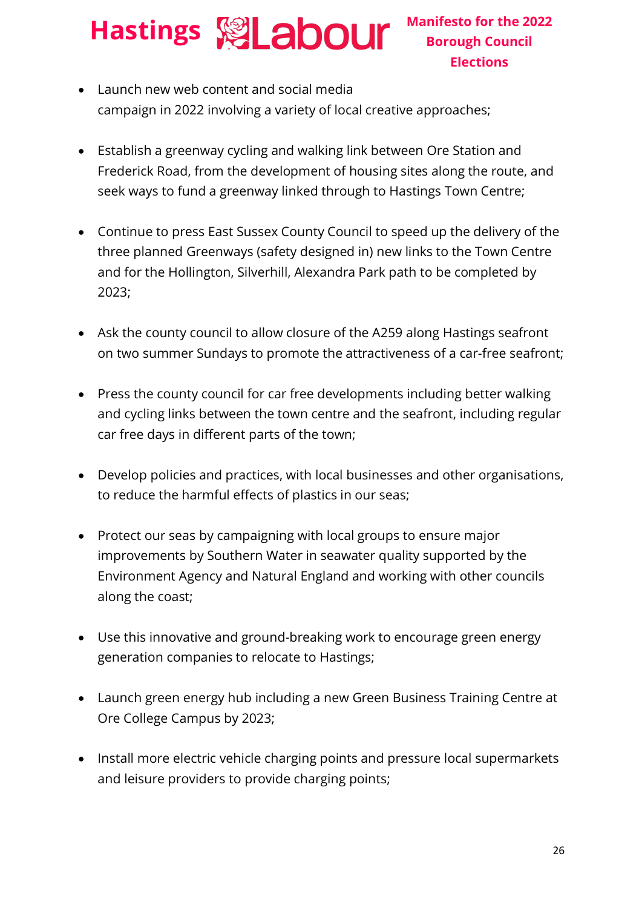- Launch new web content and social media campaign in 2022 involving a variety of local creative approaches;

- Establish a greenway cycling and walking link between Ore Station and Frederick Road, from the development of housing sites along the route, and seek ways to fund a greenway linked through to Hastings Town Centre;

- Continue to press East Sussex County Council to speed up the delivery of the three planned Greenways (safety designed in) new links to the Town Centre and for the Hollington, Silverhill, Alexandra Park path to be completed by 2023;

- Ask the county council to allow closure of the A259 along Hastings seafront on two summer Sundays to promote the attractiveness of a car-free seafront;

- Press the county council for car free developments including better walking and cycling links between the town centre and the seafront, including regular car free days in different parts of the town;

- Develop policies and practices, with local businesses and other organisations, to reduce the harmful effects of plastics in our seas;

- Protect our seas by campaigning with local groups to ensure major improvements by Southern Water in seawater quality supported by the Environment Agency and Natural England and working with other councils along the coast;

- Use this innovative and ground-breaking work to encourage green energy generation companies to relocate to Hastings;

- Launch green energy hub including a new Green Business Training Centre at Ore College Campus by 2023;

- Install more electric vehicle charging points and pressure local supermarkets and leisure providers to provide charging points;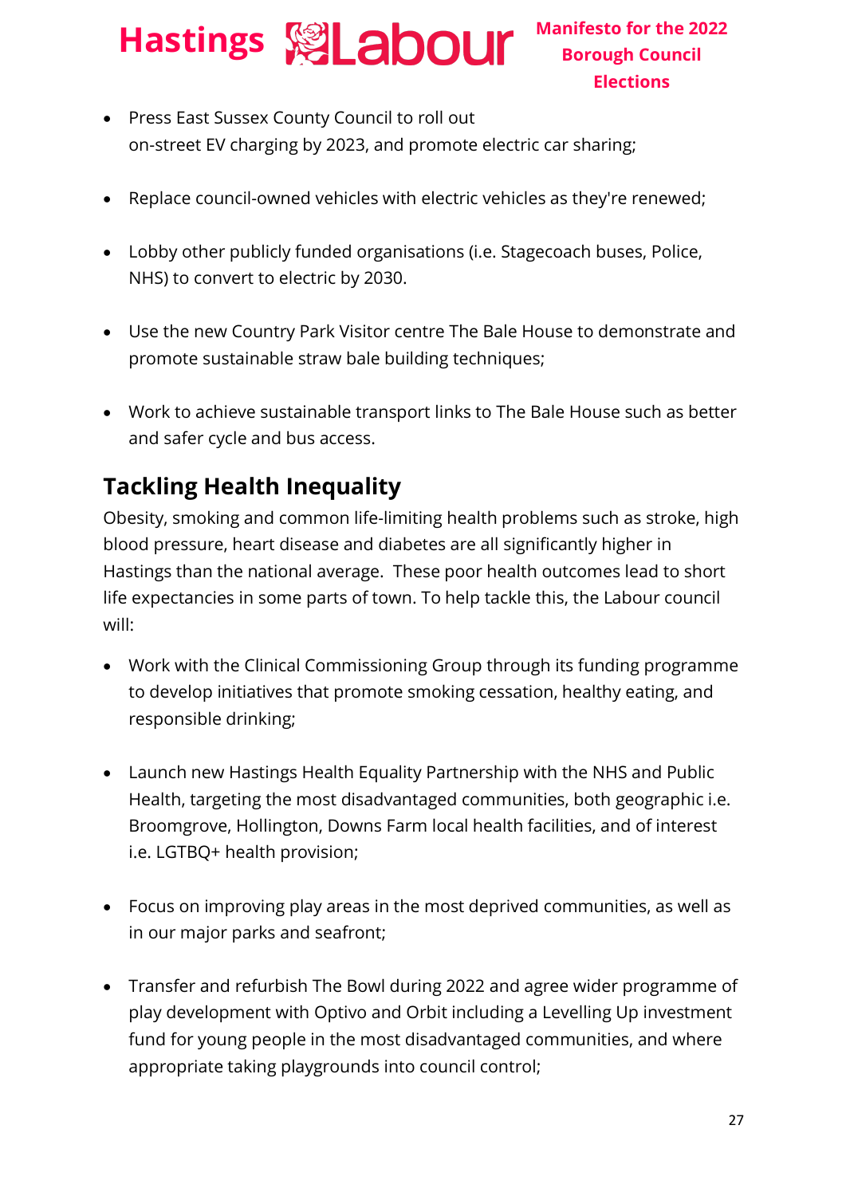- Press East Sussex County Council to roll out on-street EV charging by 2023, and promote electric car sharing;

- Replace council-owned vehicles with electric vehicles as they're renewed;

- Lobby other publicly funded organisations (i.e. Stagecoach buses, Police, NHS) to convert to electric by 2030.

- Use the new Country Park Visitor centre The Bale House to demonstrate and promote sustainable straw bale building techniques;

- Work to achieve sustainable transport links to The Bale House such as better and safer cycle and bus access.

## Tackling Health Inequality

Obesity, smoking and common life-limiting health problems such as stroke, high blood pressure, heart disease and diabetes are all significantly higher in Hastings than the national average. These poor health outcomes lead to short life expectancies in some parts of town. To help tackle this, the Labour council will:

- Work with the Clinical Commissioning Group through its funding programme to develop initiatives that promote smoking cessation, healthy eating, and responsible drinking;

- Launch new Hastings Health Equality Partnership with the NHS and Public Health, targeting the most disadvantaged communities, both geographic i.e. Broomgrove, Hollington, Downs Farm local health facilities, and of interest i.e. LGTBQ+ health provision;

- Focus on improving play areas in the most deprived communities, as well as in our major parks and seafront;

- Transfer and refurbish The Bowl during 2022 and agree wider programme of play development with Optivo and Orbit including a Levelling Up investment fund for young people in the most disadvantaged communities, and where appropriate taking playgrounds into council control;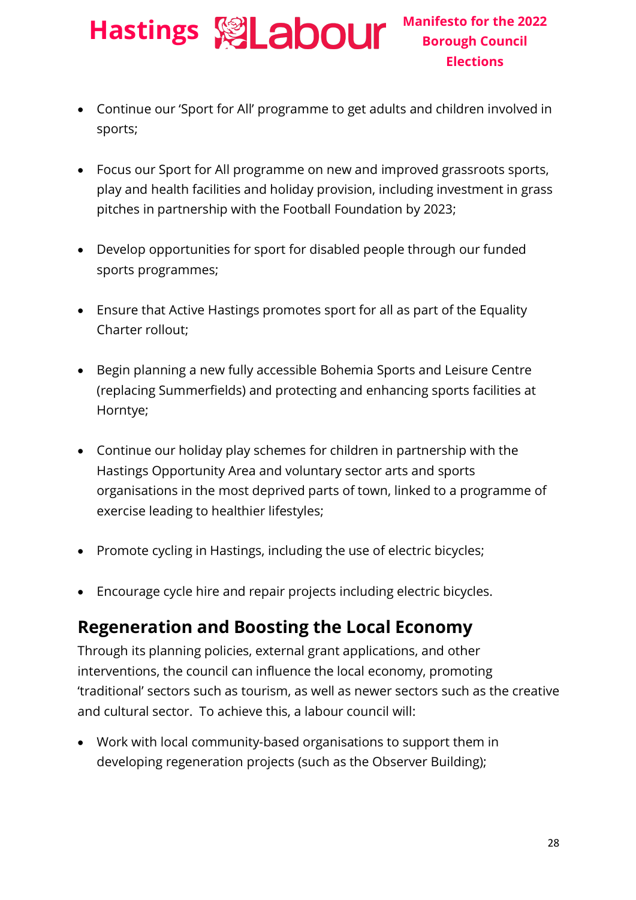- Continue our ‘Sport for All’ programme to get adults and children involved in sports;
- Focus our Sport for All programme on new and improved grassroots sports, play and health facilities and holiday provision, including investment in grass pitches in partnership with the Football Foundation by 2023;
- Develop opportunities for sport for disabled people through our funded sports programmes;
- Ensure that Active Hastings promotes sport for all as part of the Equality Charter rollout;
- Begin planning a new fully accessible Bohemia Sports and Leisure Centre (replacing Summerfields) and protecting and enhancing sports facilities at Horntye;
- Continue our holiday play schemes for children in partnership with the Hastings Opportunity Area and voluntary sector arts and sports organisations in the most deprived parts of town, linked to a programme of exercise leading to healthier lifestyles;
- Promote cycling in Hastings, including the use of electric bicycles;
- Encourage cycle hire and repair projects including electric bicycles.

## Regeneration and Boosting the Local Economy

Through its planning policies, external grant applications, and other interventions, the council can influence the local economy, promoting ‘traditional’ sectors such as tourism, as well as newer sectors such as the creative and cultural sector. To achieve this, a labour council will:

- Work with local community-based organisations to support them in developing regeneration projects (such as the Observer Building);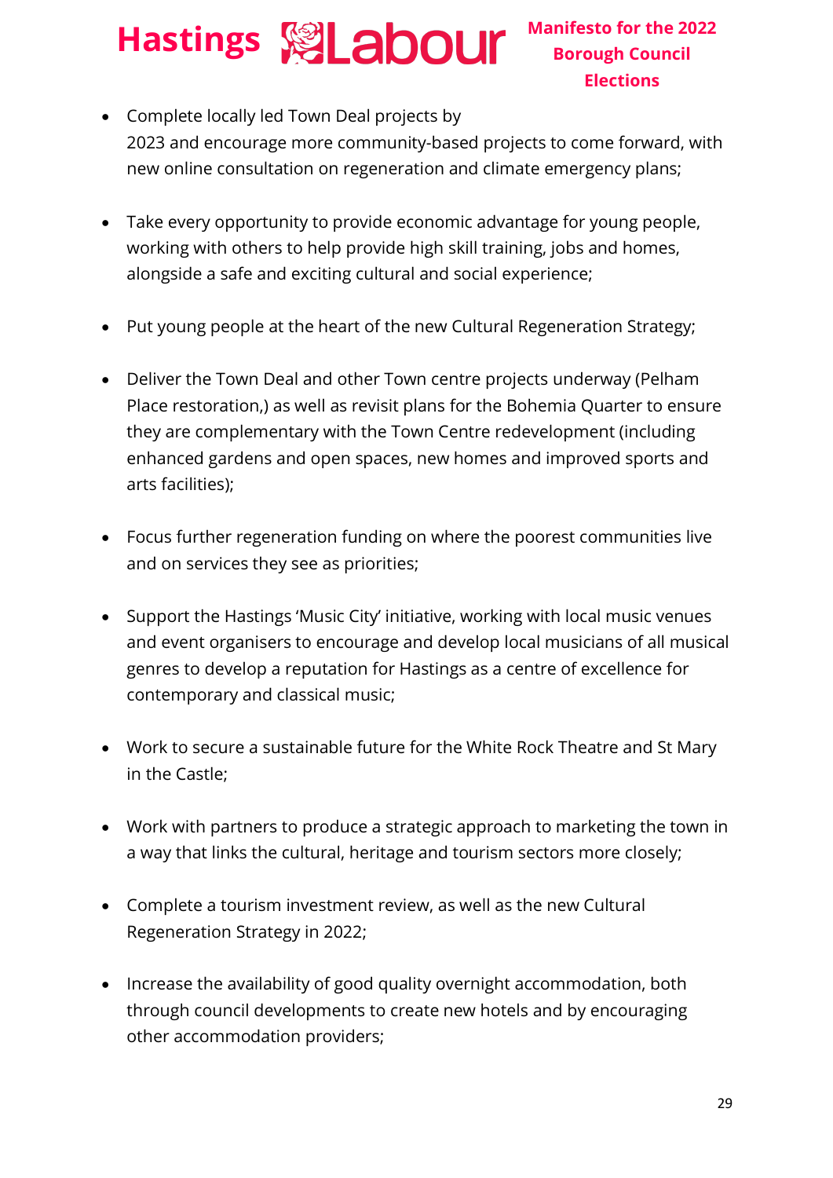- Complete locally led Town Deal projects by 2023 and encourage more community-based projects to come forward, with new online consultation on regeneration and climate emergency plans;

- Take every opportunity to provide economic advantage for young people, working with others to help provide high skill training, jobs and homes, alongside a safe and exciting cultural and social experience;

- Put young people at the heart of the new Cultural Regeneration Strategy;

- Deliver the Town Deal and other Town centre projects underway (Pelham Place restoration,) as well as revisit plans for the Bohemia Quarter to ensure they are complementary with the Town Centre redevelopment (including enhanced gardens and open spaces, new homes and improved sports and arts facilities);

- Focus further regeneration funding on where the poorest communities live and on services they see as priorities;

- Support the Hastings 'Music City' initiative, working with local music venues and event organisers to encourage and develop local musicians of all musical genres to develop a reputation for Hastings as a centre of excellence for contemporary and classical music;

- Work to secure a sustainable future for the White Rock Theatre and St Mary in the Castle;

- Work with partners to produce a strategic approach to marketing the town in a way that links the cultural, heritage and tourism sectors more closely;

- Complete a tourism investment review, as well as the new Cultural Regeneration Strategy in 2022;

- Increase the availability of good quality overnight accommodation, both through council developments to create new hotels and by encouraging other accommodation providers;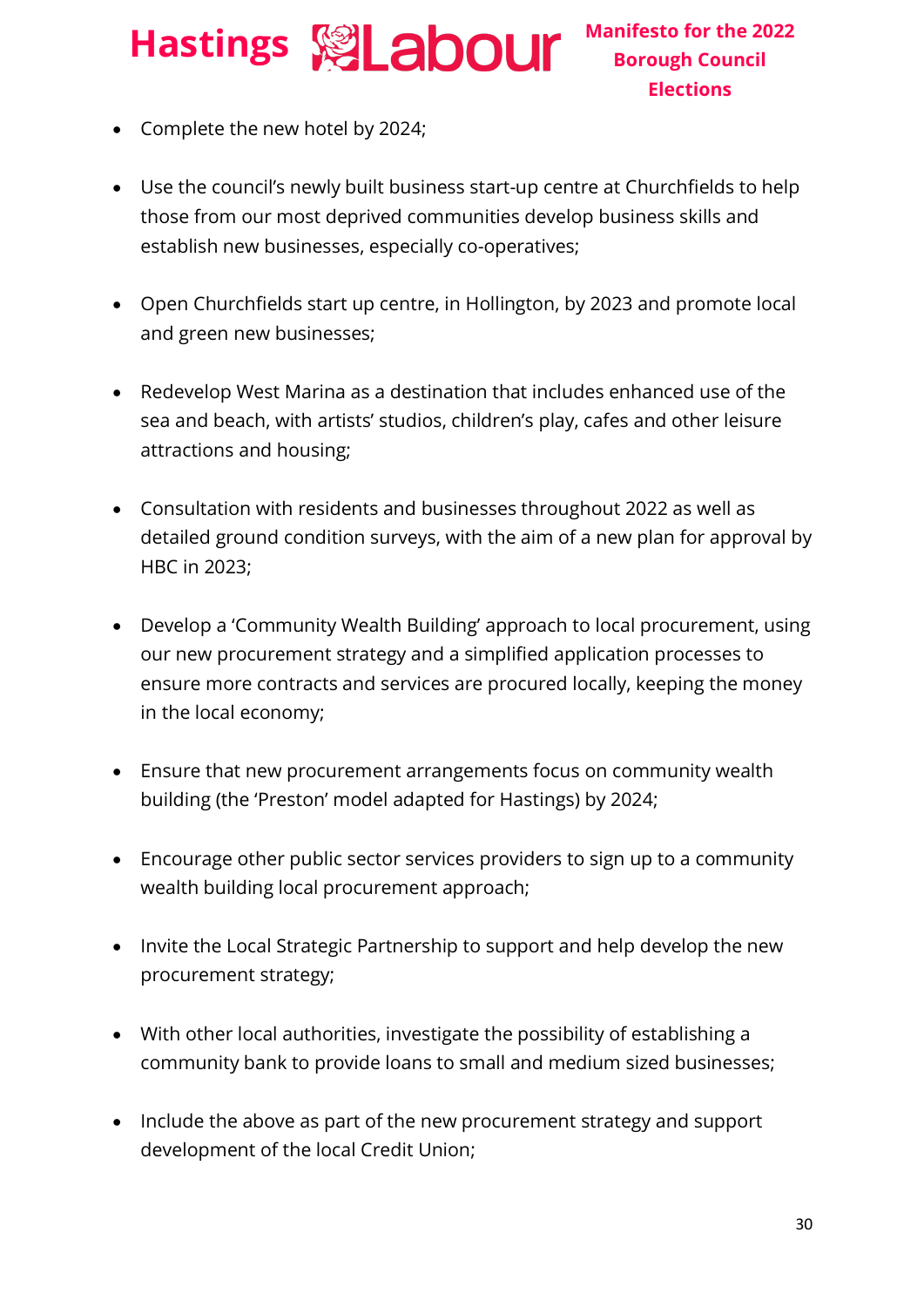- Complete the new hotel by 2024;

- Use the council's newly built business start-up centre at Churchfields to help those from our most deprived communities develop business skills and establish new businesses, especially co-operatives;

- Open Churchfields start up centre, in Hollington, by 2023 and promote local and green new businesses;

- Redevelop West Marina as a destination that includes enhanced use of the sea and beach, with artists' studios, children's play, cafes and other leisure attractions and housing;

- Consultation with residents and businesses throughout 2022 as well as detailed ground condition surveys, with the aim of a new plan for approval by HBC in 2023;

- Develop a 'Community Wealth Building' approach to local procurement, using our new procurement strategy and a simplified application processes to ensure more contracts and services are procured locally, keeping the money in the local economy;

- Ensure that new procurement arrangements focus on community wealth building (the 'Preston' model adapted for Hastings) by 2024;

- Encourage other public sector services providers to sign up to a community wealth building local procurement approach;

- Invite the Local Strategic Partnership to support and help develop the new procurement strategy;

- With other local authorities, investigate the possibility of establishing a community bank to provide loans to small and medium sized businesses;

- Include the above as part of the new procurement strategy and support development of the local Credit Union;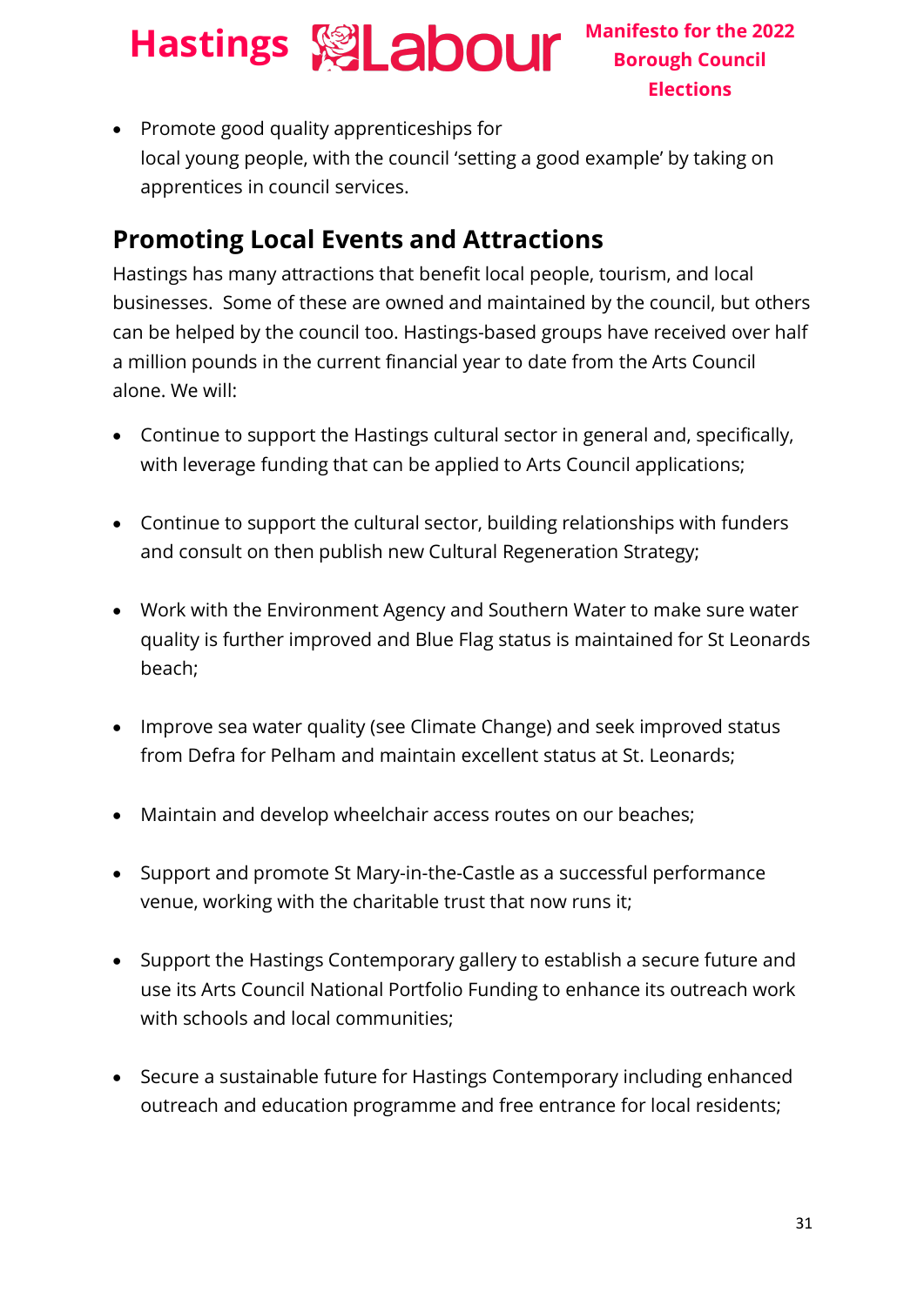- Promote good quality apprenticeships for local young people, with the council 'setting a good example' by taking on apprentices in council services.

## Promoting Local Events and Attractions

Hastings has many attractions that benefit local people, tourism, and local businesses. Some of these are owned and maintained by the council, but others can be helped by the council too. Hastings-based groups have received over half a million pounds in the current financial year to date from the Arts Council alone. We will:

- Continue to support the Hastings cultural sector in general and, specifically, with leverage funding that can be applied to Arts Council applications;

- Continue to support the cultural sector, building relationships with funders and consult on then publish new Cultural Regeneration Strategy;

- Work with the Environment Agency and Southern Water to make sure water quality is further improved and Blue Flag status is maintained for St Leonards beach;

- Improve sea water quality (see Climate Change) and seek improved status from Defra for Pelham and maintain excellent status at St. Leonards;

- Maintain and develop wheelchair access routes on our beaches;

- Support and promote St Mary-in-the-Castle as a successful performance venue, working with the charitable trust that now runs it;

- Support the Hastings Contemporary gallery to establish a secure future and use its Arts Council National Portfolio Funding to enhance its outreach work with schools and local communities;

- Secure a sustainable future for Hastings Contemporary including enhanced outreach and education programme and free entrance for local residents;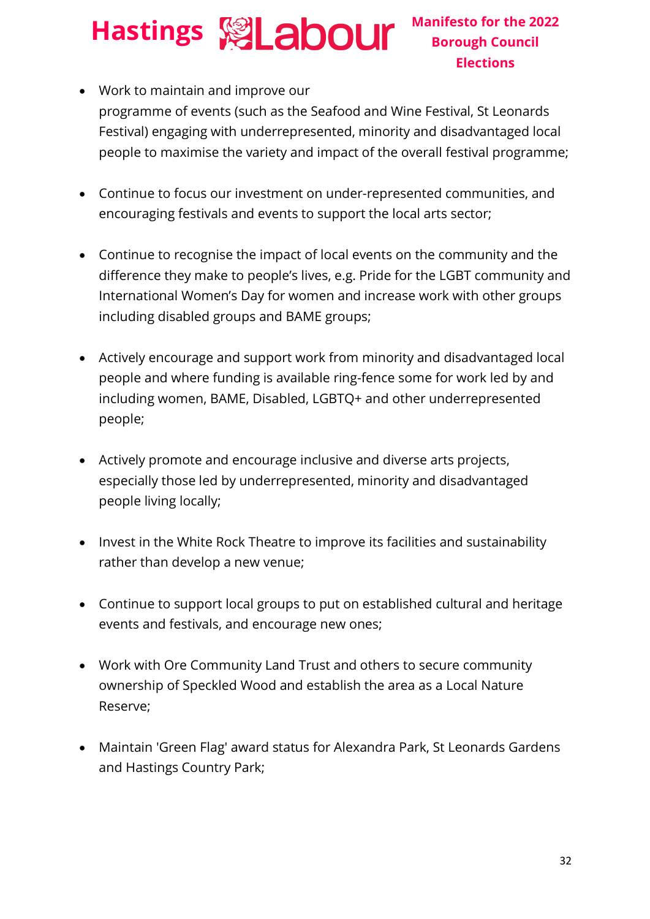- Work to maintain and improve our programme of events (such as the Seafood and Wine Festival, St Leonards Festival) engaging with underrepresented, minority and disadvantaged local people to maximise the variety and impact of the overall festival programme;

- Continue to focus our investment on under-represented communities, and encouraging festivals and events to support the local arts sector;

- Continue to recognise the impact of local events on the community and the difference they make to people's lives, e.g. Pride for the LGBT community and International Women's Day for women and increase work with other groups including disabled groups and BAME groups;

- Actively encourage and support work from minority and disadvantaged local people and where funding is available ring-fence some for work led by and including women, BAME, Disabled, LGBTQ+ and other underrepresented people;

- Actively promote and encourage inclusive and diverse arts projects, especially those led by underrepresented, minority and disadvantaged people living locally;

- Invest in the White Rock Theatre to improve its facilities and sustainability rather than develop a new venue;

- Continue to support local groups to put on established cultural and heritage events and festivals, and encourage new ones;

- Work with Ore Community Land Trust and others to secure community ownership of Speckled Wood and establish the area as a Local Nature Reserve;

- Maintain 'Green Flag' award status for Alexandra Park, St Leonards Gardens and Hastings Country Park;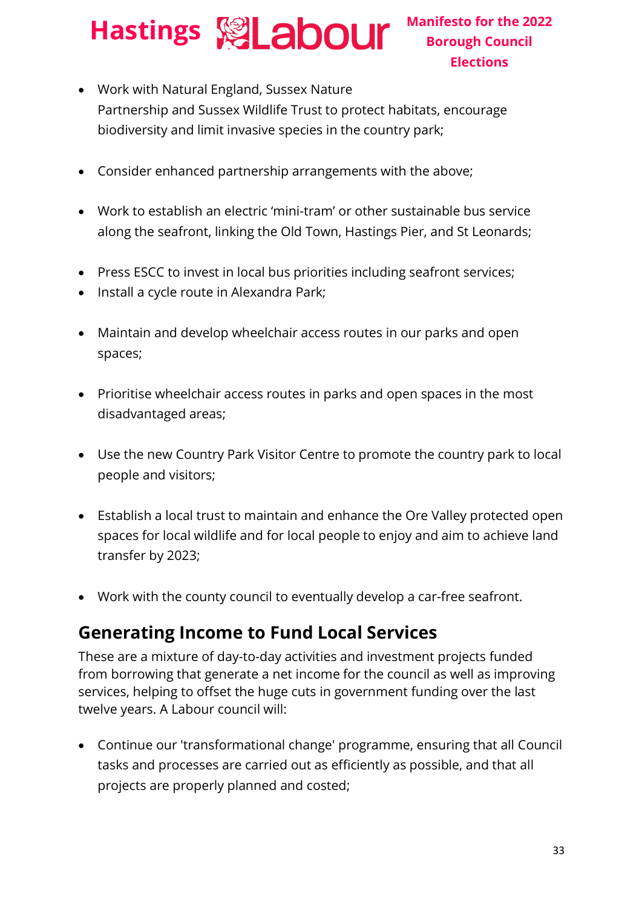- Work with Natural England, Sussex Nature Partnership and Sussex Wildlife Trust to protect habitats, encourage biodiversity and limit invasive species in the country park;

- Consider enhanced partnership arrangements with the above;

- Work to establish an electric 'mini-tram' or other sustainable bus service along the seafront, linking the Old Town, Hastings Pier, and St Leonards;

- Press ESCC to invest in local bus priorities including seafront services;
- Install a cycle route in Alexandra Park;

- Maintain and develop wheelchair access routes in our parks and open spaces;

- Prioritise wheelchair access routes in parks and open spaces in the most disadvantaged areas;

- Use the new Country Park Visitor Centre to promote the country park to local people and visitors;

- Establish a local trust to maintain and enhance the Ore Valley protected open spaces for local wildlife and for local people to enjoy and aim to achieve land transfer by 2023;

- Work with the county council to eventually develop a car-free seafront.

## Generating Income to Fund Local Services

These are a mixture of day-to-day activities and investment projects funded from borrowing that generate a net income for the council as well as improving services, helping to offset the huge cuts in government funding over the last twelve years. A Labour council will:

- Continue our 'transformational change' programme, ensuring that all Council tasks and processes are carried out as efficiently as possible, and that all projects are properly planned and costed;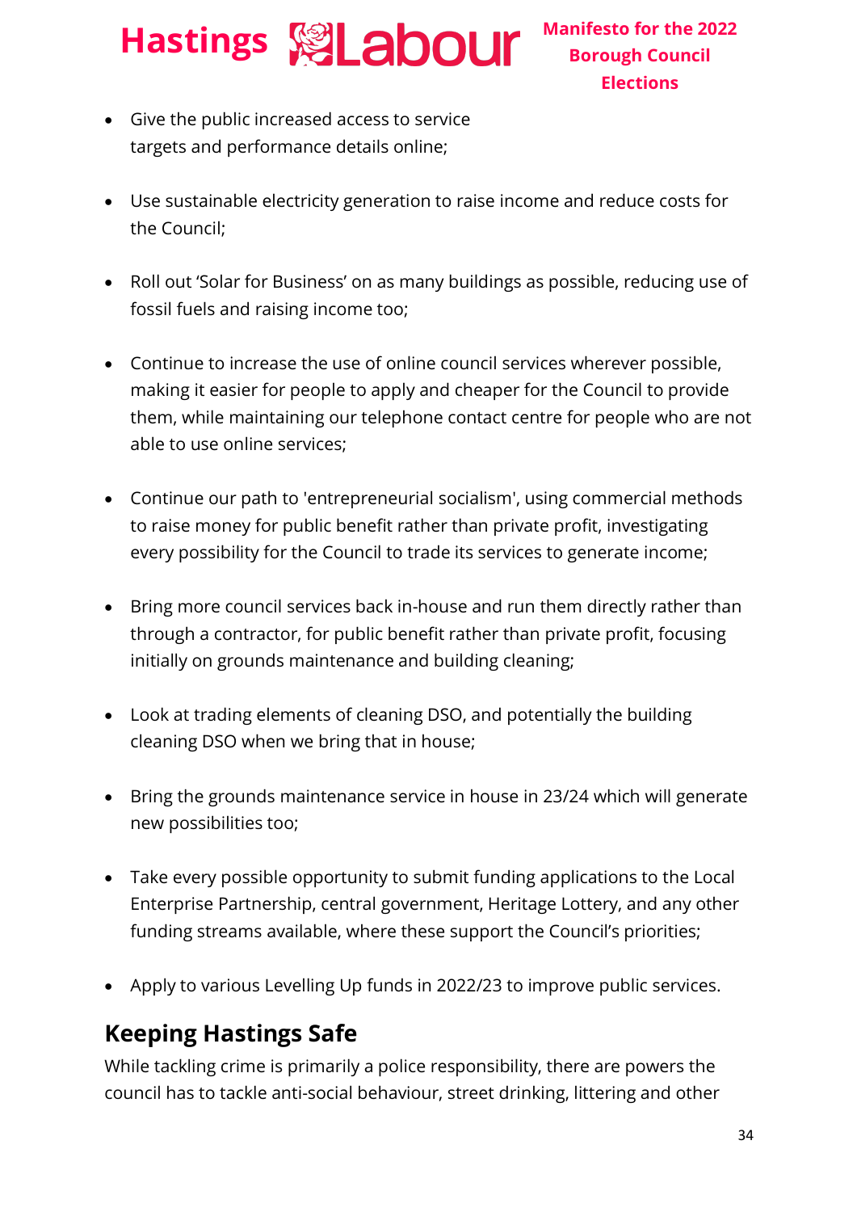- Give the public increased access to service targets and performance details online;
- Use sustainable electricity generation to raise income and reduce costs for the Council;
- Roll out 'Solar for Business' on as many buildings as possible, reducing use of fossil fuels and raising income too;
- Continue to increase the use of online council services wherever possible, making it easier for people to apply and cheaper for the Council to provide them, while maintaining our telephone contact centre for people who are not able to use online services;
- Continue our path to 'entrepreneurial socialism', using commercial methods to raise money for public benefit rather than private profit, investigating every possibility for the Council to trade its services to generate income;
- Bring more council services back in-house and run them directly rather than through a contractor, for public benefit rather than private profit, focusing initially on grounds maintenance and building cleaning;
- Look at trading elements of cleaning DSO, and potentially the building cleaning DSO when we bring that in house;
- Bring the grounds maintenance service in house in 23/24 which will generate new possibilities too;
- Take every possible opportunity to submit funding applications to the Local Enterprise Partnership, central government, Heritage Lottery, and any other funding streams available, where these support the Council's priorities;
- Apply to various Levelling Up funds in 2022/23 to improve public services.

## Keeping Hastings Safe

While tackling crime is primarily a police responsibility, there are powers the council has to tackle anti-social behaviour, street drinking, littering and other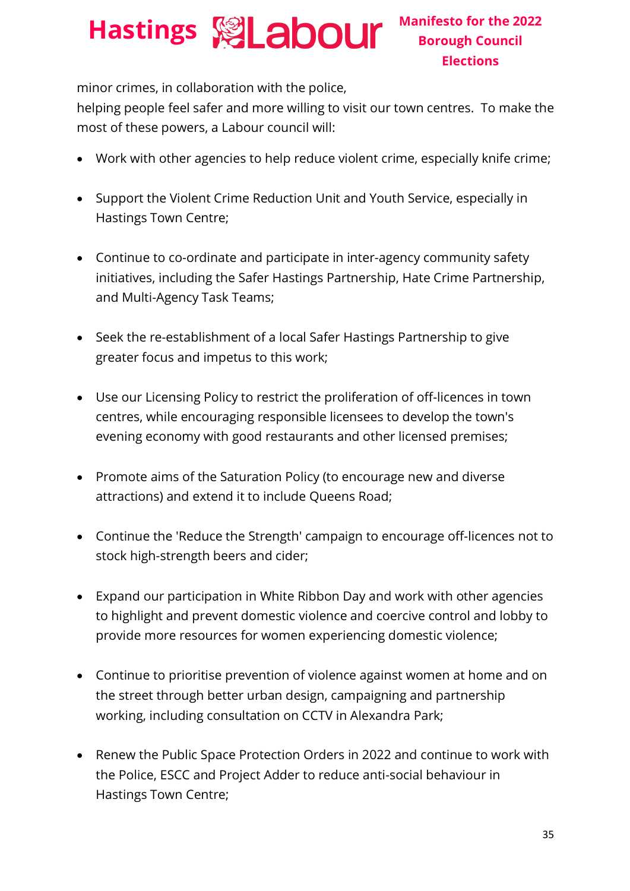minor crimes, in collaboration with the police,
helping people feel safer and more willing to visit our town centres. To make the most of these powers, a Labour council will:

- Work with other agencies to help reduce violent crime, especially knife crime;
- Support the Violent Crime Reduction Unit and Youth Service, especially in Hastings Town Centre;
- Continue to co-ordinate and participate in inter-agency community safety initiatives, including the Safer Hastings Partnership, Hate Crime Partnership, and Multi-Agency Task Teams;
- Seek the re-establishment of a local Safer Hastings Partnership to give greater focus and impetus to this work;
- Use our Licensing Policy to restrict the proliferation of off-licences in town centres, while encouraging responsible licensees to develop the town's evening economy with good restaurants and other licensed premises;
- Promote aims of the Saturation Policy (to encourage new and diverse attractions) and extend it to include Queens Road;
- Continue the 'Reduce the Strength' campaign to encourage off-licences not to stock high-strength beers and cider;
- Expand our participation in White Ribbon Day and work with other agencies to highlight and prevent domestic violence and coercive control and lobby to provide more resources for women experiencing domestic violence;
- Continue to prioritise prevention of violence against women at home and on the street through better urban design, campaigning and partnership working, including consultation on CCTV in Alexandra Park;
- Renew the Public Space Protection Orders in 2022 and continue to work with the Police, ESCC and Project Adder to reduce anti-social behaviour in Hastings Town Centre;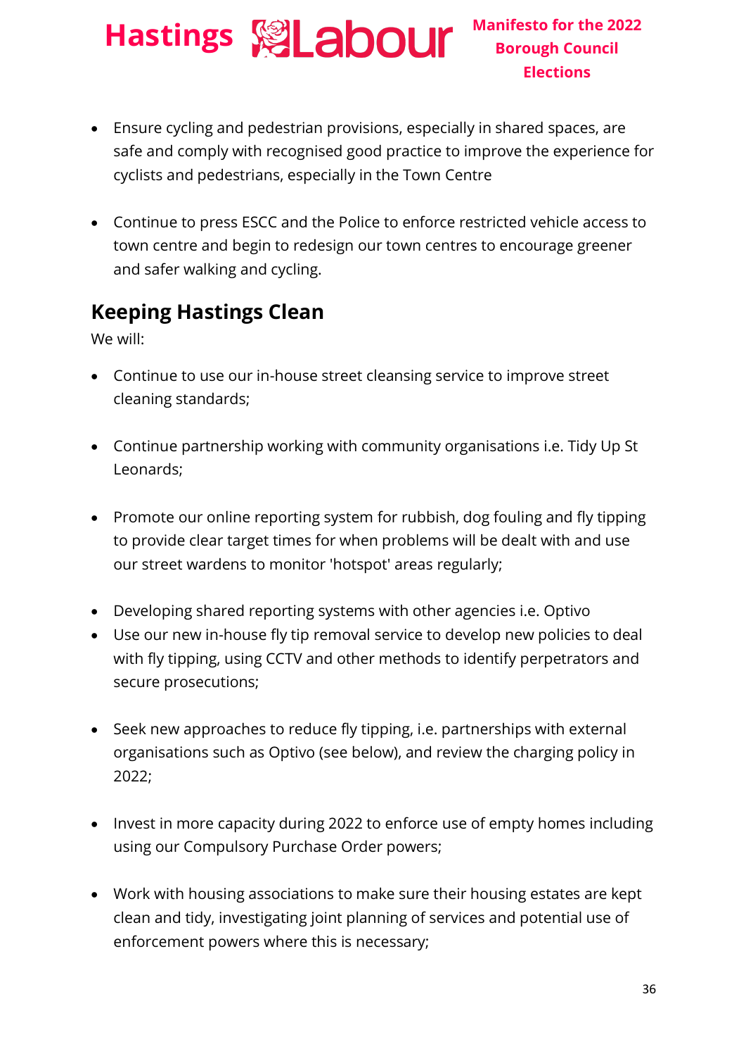- Ensure cycling and pedestrian provisions, especially in shared spaces, are safe and comply with recognised good practice to improve the experience for cyclists and pedestrians, especially in the Town Centre

- Continue to press ESCC and the Police to enforce restricted vehicle access to town centre and begin to redesign our town centres to encourage greener and safer walking and cycling.

## Keeping Hastings Clean

We will:

- Continue to use our in-house street cleansing service to improve street cleaning standards;

- Continue partnership working with community organisations i.e. Tidy Up St Leonards;

- Promote our online reporting system for rubbish, dog fouling and fly tipping to provide clear target times for when problems will be dealt with and use our street wardens to monitor 'hotspot' areas regularly;

- Developing shared reporting systems with other agencies i.e. Optivo
- Use our new in-house fly tip removal service to develop new policies to deal with fly tipping, using CCTV and other methods to identify perpetrators and secure prosecutions;

- Seek new approaches to reduce fly tipping, i.e. partnerships with external organisations such as Optivo (see below), and review the charging policy in 2022;

- Invest in more capacity during 2022 to enforce use of empty homes including using our Compulsory Purchase Order powers;

- Work with housing associations to make sure their housing estates are kept clean and tidy, investigating joint planning of services and potential use of enforcement powers where this is necessary;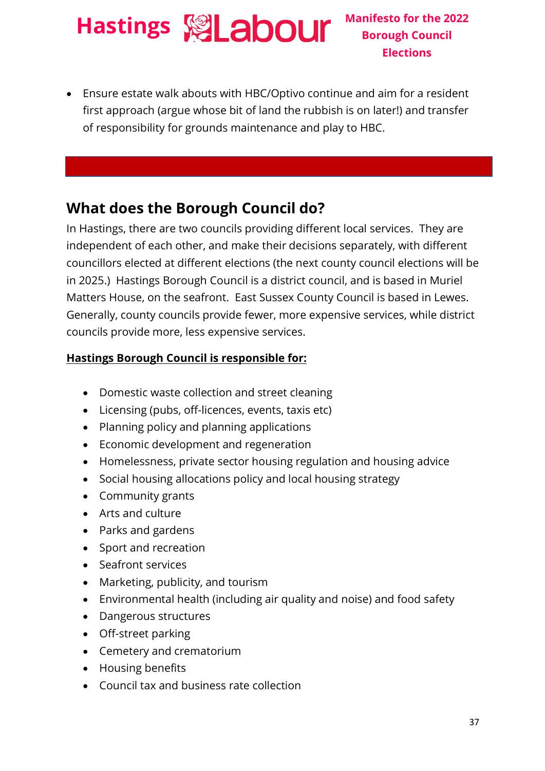- Ensure estate walk abouts with HBC/Optivo continue and aim for a resident first approach (argue whose bit of land the rubbish is on later!) and transfer of responsibility for grounds maintenance and play to HBC.

## What does the Borough Council do?

In Hastings, there are two councils providing different local services. They are independent of each other, and make their decisions separately, with different councillors elected at different elections (the next county council elections will be in 2025.) Hastings Borough Council is a district council, and is based in Muriel Matters House, on the seafront. East Sussex County Council is based in Lewes. Generally, county councils provide fewer, more expensive services, while district councils provide more, less expensive services.

**Hastings Borough Council is responsible for:**

- Domestic waste collection and street cleaning
- Licensing (pubs, off-licences, events, taxis etc)
- Planning policy and planning applications
- Economic development and regeneration
- Homelessness, private sector housing regulation and housing advice
- Social housing allocations policy and local housing strategy
- Community grants
- Arts and culture
- Parks and gardens
- Sport and recreation
- Seafront services
- Marketing, publicity, and tourism
- Environmental health (including air quality and noise) and food safety
- Dangerous structures
- Off-street parking
- Cemetery and crematorium
- Housing benefits
- Council tax and business rate collection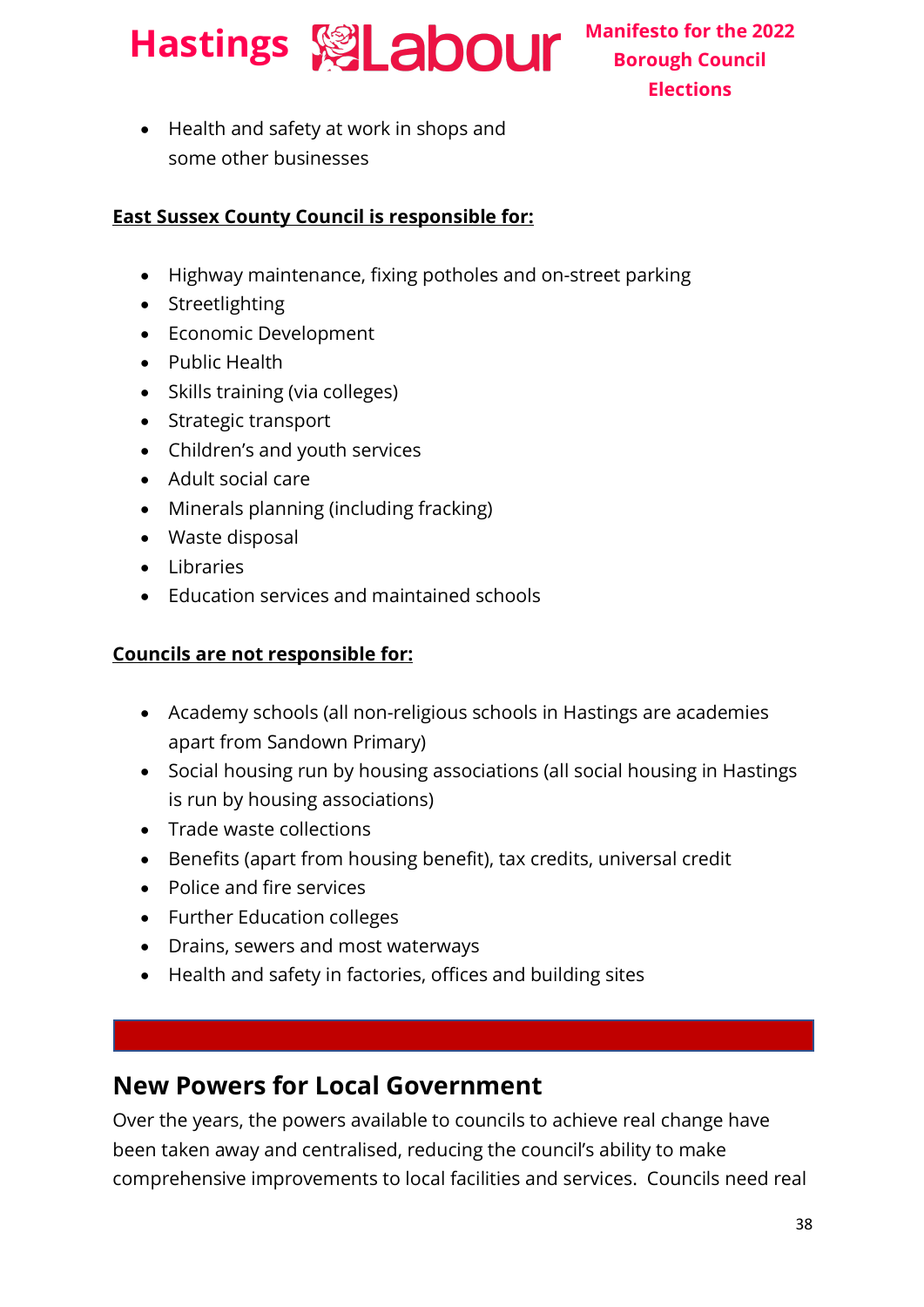- Health and safety at work in shops and some other businesses

**East Sussex County Council is responsible for:**

- Highway maintenance, fixing potholes and on-street parking
- Streetlighting
- Economic Development
- Public Health
- Skills training (via colleges)
- Strategic transport
- Children's and youth services
- Adult social care
- Minerals planning (including fracking)
- Waste disposal
- Libraries
- Education services and maintained schools

**Councils are not responsible for:**

- Academy schools (all non-religious schools in Hastings are academies apart from Sandown Primary)
- Social housing run by housing associations (all social housing in Hastings is run by housing associations)
- Trade waste collections
- Benefits (apart from housing benefit), tax credits, universal credit
- Police and fire services
- Further Education colleges
- Drains, sewers and most waterways
- Health and safety in factories, offices and building sites

## New Powers for Local Government

Over the years, the powers available to councils to achieve real change have been taken away and centralised, reducing the council's ability to make comprehensive improvements to local facilities and services. Councils need real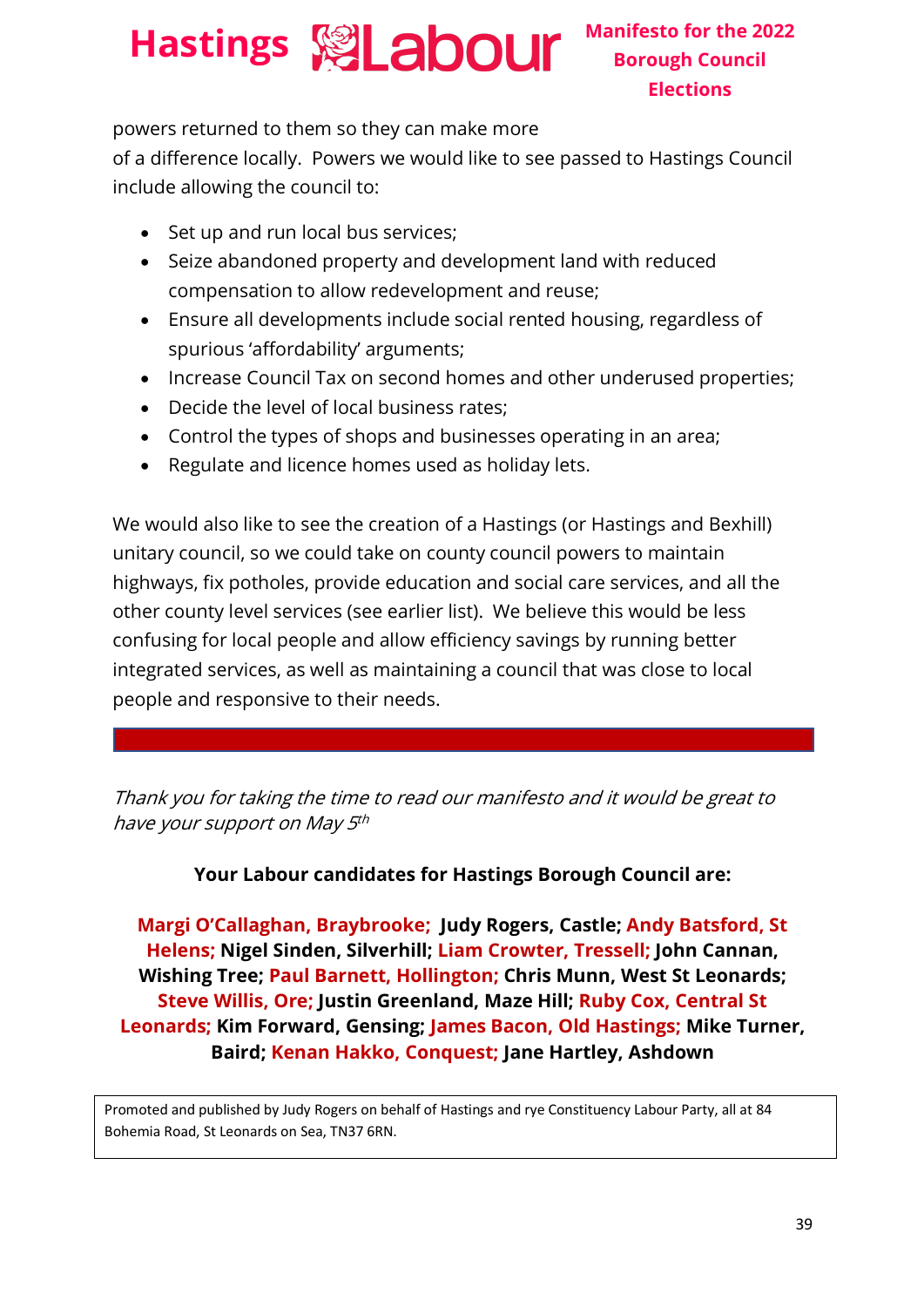powers returned to them so they can make more of a difference locally. Powers we would like to see passed to Hastings Council include allowing the council to:

- Set up and run local bus services;
- Seize abandoned property and development land with reduced compensation to allow redevelopment and reuse;
- Ensure all developments include social rented housing, regardless of spurious 'affordability' arguments;
- Increase Council Tax on second homes and other underused properties;
- Decide the level of local business rates;
- Control the types of shops and businesses operating in an area;
- Regulate and licence homes used as holiday lets.

We would also like to see the creation of a Hastings (or Hastings and Bexhill) unitary council, so we could take on county council powers to maintain highways, fix potholes, provide education and social care services, and all the other county level services (see earlier list). We believe this would be less confusing for local people and allow efficiency savings by running better integrated services, as well as maintaining a council that was close to local people and responsive to their needs.

---

*Thank you for taking the time to read our manifesto and it would be great to have your support on May 5th*

**Your Labour candidates for Hastings Borough Council are:**

**Margi O'Callaghan, Braybrooke; Judy Rogers, Castle; Andy Batsford, St Helens; Nigel Sinden, Silverhill; Liam Crowter, Tressell; John Cannan, Wishing Tree; Paul Barnett, Hollington; Chris Munn, West St Leonards; Steve Willis, Ore; Justin Greenland, Maze Hill; Ruby Cox, Central St Leonards; Kim Forward, Gensing; James Bacon, Old Hastings; Mike Turner, Baird; Kenan Hakko, Conquest; Jane Hartley, Ashdown**

Promoted and published by Judy Rogers on behalf of Hastings and rye Constituency Labour Party, all at 84 Bohemia Road, St Leonards on Sea, TN37 6RN.